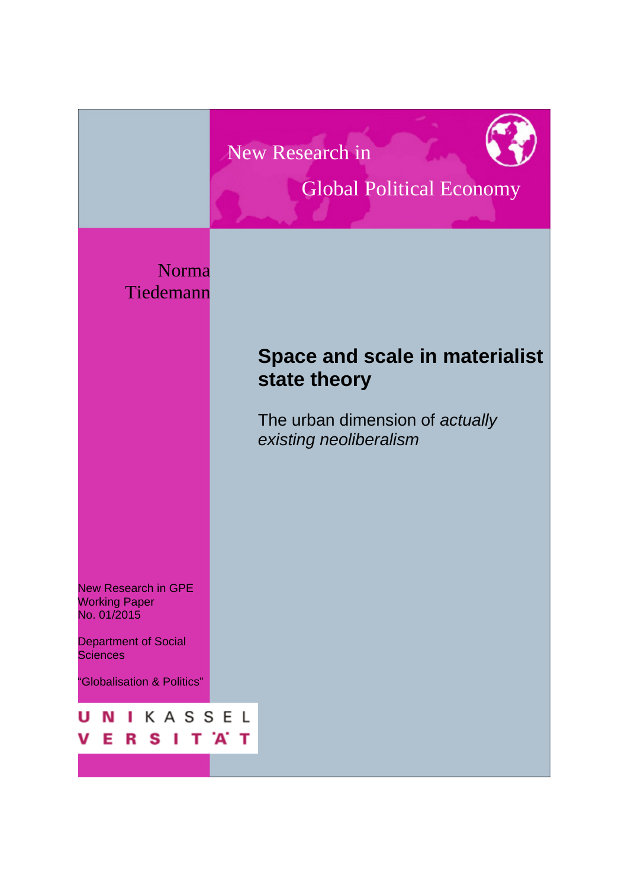New Research in

Global Political Economy

Norma Tiedemann

# Space and scale in materialist state theory

## The urban dimension of *actually existing neoliberalism*

New Research in GPE Working Paper No. 01/2015

Department of Social Sciences

"Globalisation & Politics"

UNIKASSEL VERSITÄT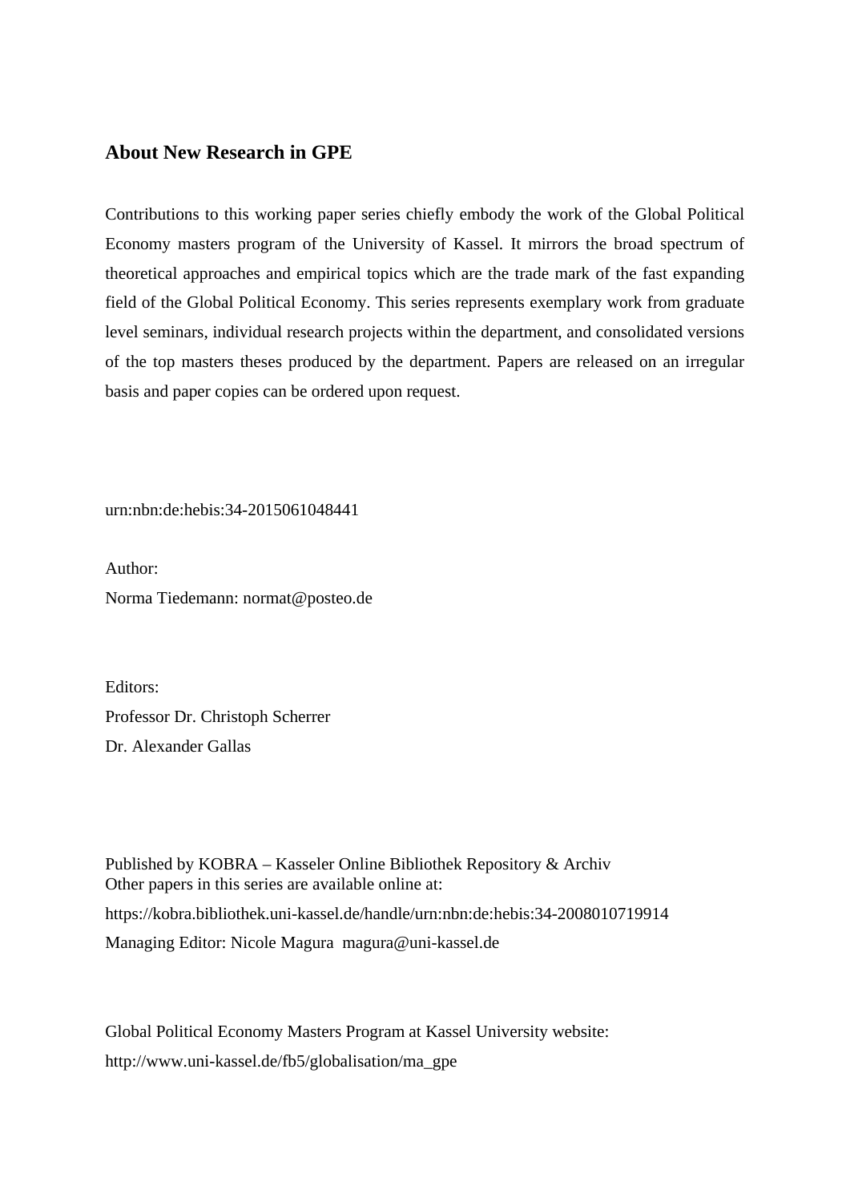## About New Research in GPE

Contributions to this working paper series chiefly embody the work of the Global Political Economy masters program of the University of Kassel. It mirrors the broad spectrum of theoretical approaches and empirical topics which are the trade mark of the fast expanding field of the Global Political Economy. This series represents exemplary work from graduate level seminars, individual research projects within the department, and consolidated versions of the top masters theses produced by the department. Papers are released on an irregular basis and paper copies can be ordered upon request.

urn:nbn:de:hebis:34-2015061048441

Author:
Norma Tiedemann: normat@posteo.de

Editors:
Professor Dr. Christoph Scherrer
Dr. Alexander Gallas

Published by KOBRA – Kasseler Online Bibliothek Repository & Archiv
Other papers in this series are available online at:
https://kobra.bibliothek.uni-kassel.de/handle/urn:nbn:de:hebis:34-2008010719914
Managing Editor: Nicole Magura magura@uni-kassel.de

Global Political Economy Masters Program at Kassel University website:
http://www.uni-kassel.de/fb5/globalisation/ma_gpe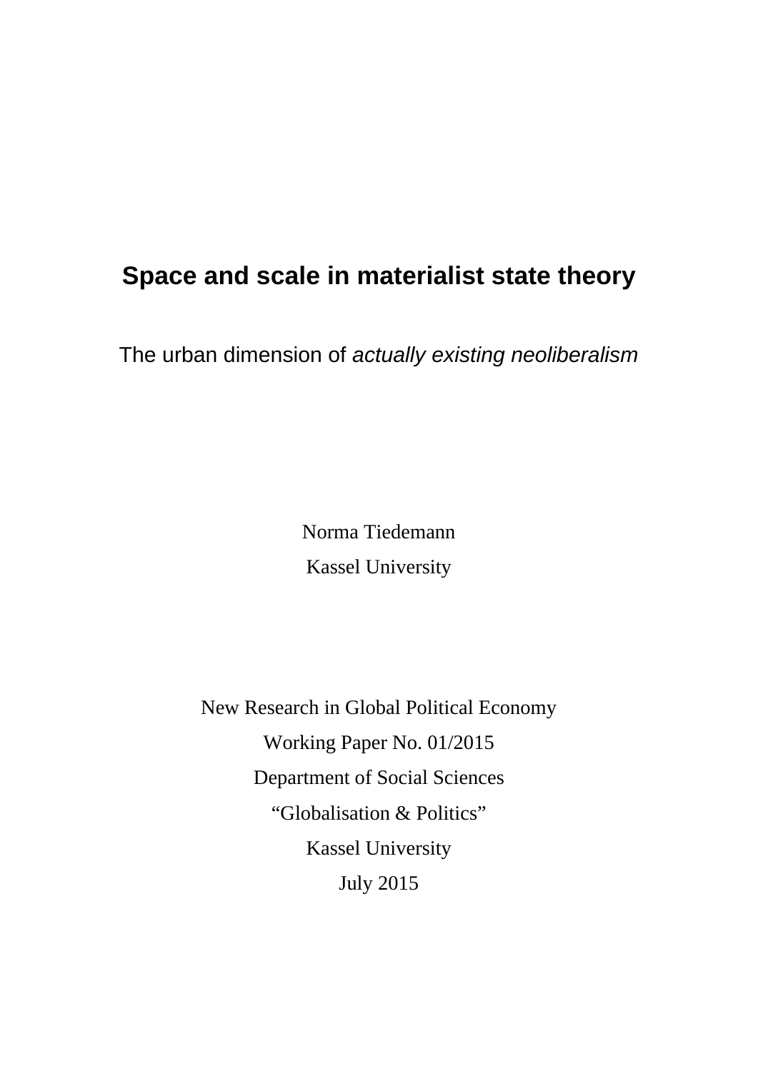# Space and scale in materialist state theory

The urban dimension of *actually existing neoliberalism*

Norma Tiedemann

Kassel University

New Research in Global Political Economy

Working Paper No. 01/2015

Department of Social Sciences

"Globalisation & Politics"

Kassel University

July 2015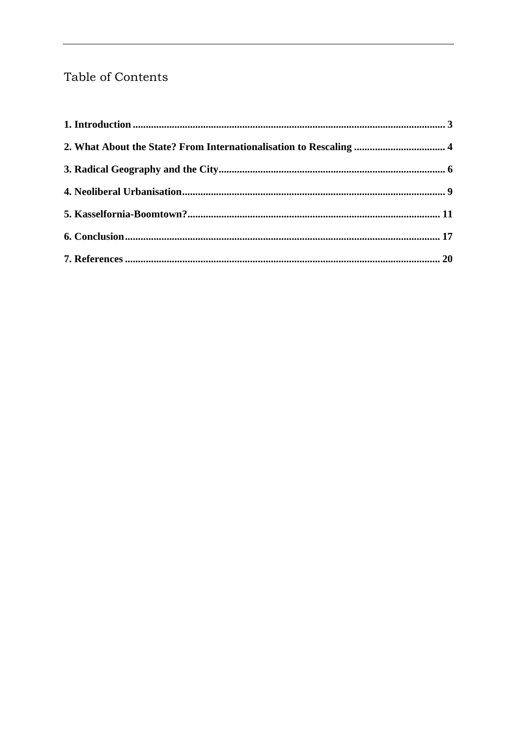## Table of Contents

**1. Introduction** ........................................................................................................ **3**

**2. What About the State? From Internationalisation to Rescaling** .................................. **4**

**3. Radical Geography and the City** ........................................................................ **6**

**4. Neoliberal Urbanisation** ..................................................................................... **9**

**5. Kasselfornia-Boomtown?** .................................................................................. **11**

**6. Conclusion** ....................................................................................................... **17**

**7. References** ....................................................................................................... **20**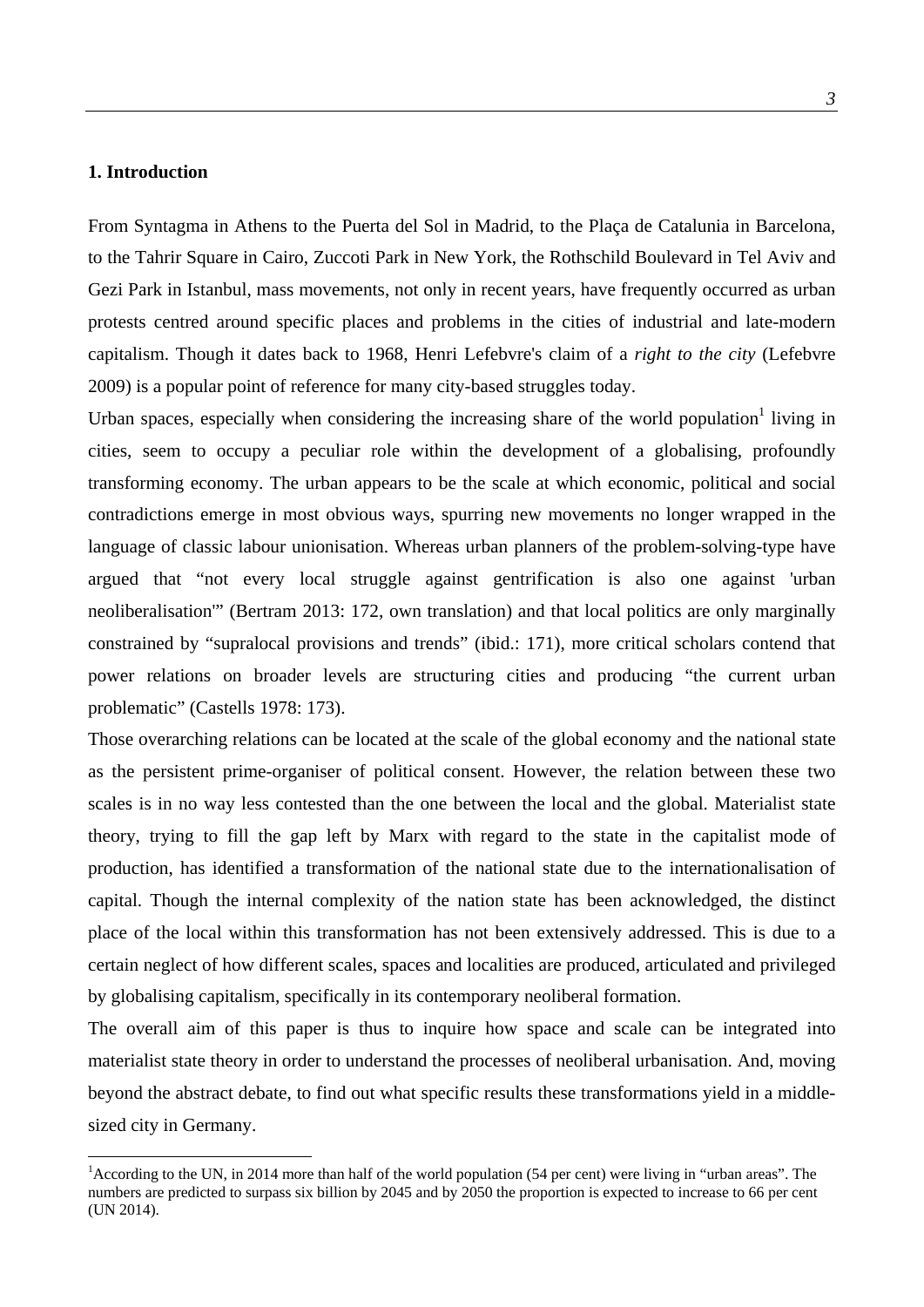## 1. Introduction

From Syntagma in Athens to the Puerta del Sol in Madrid, to the Plaça de Catalunia in Barcelona, to the Tahrir Square in Cairo, Zuccoti Park in New York, the Rothschild Boulevard in Tel Aviv and Gezi Park in Istanbul, mass movements, not only in recent years, have frequently occurred as urban protests centred around specific places and problems in the cities of industrial and late-modern capitalism. Though it dates back to 1968, Henri Lefebvre's claim of a *right to the city* (Lefebvre 2009) is a popular point of reference for many city-based struggles today.

Urban spaces, especially when considering the increasing share of the world population[1] living in cities, seem to occupy a peculiar role within the development of a globalising, profoundly transforming economy. The urban appears to be the scale at which economic, political and social contradictions emerge in most obvious ways, spurring new movements no longer wrapped in the language of classic labour unionisation. Whereas urban planners of the problem-solving-type have argued that "not every local struggle against gentrification is also one against 'urban neoliberalisation'" (Bertram 2013: 172, own translation) and that local politics are only marginally constrained by "supralocal provisions and trends" (ibid.: 171), more critical scholars contend that power relations on broader levels are structuring cities and producing "the current urban problematic" (Castells 1978: 173).

Those overarching relations can be located at the scale of the global economy and the national state as the persistent prime-organiser of political consent. However, the relation between these two scales is in no way less contested than the one between the local and the global. Materialist state theory, trying to fill the gap left by Marx with regard to the state in the capitalist mode of production, has identified a transformation of the national state due to the internationalisation of capital. Though the internal complexity of the nation state has been acknowledged, the distinct place of the local within this transformation has not been extensively addressed. This is due to a certain neglect of how different scales, spaces and localities are produced, articulated and privileged by globalising capitalism, specifically in its contemporary neoliberal formation.

The overall aim of this paper is thus to inquire how space and scale can be integrated into materialist state theory in order to understand the processes of neoliberal urbanisation. And, moving beyond the abstract debate, to find out what specific results these transformations yield in a middle-sized city in Germany.

[1] According to the UN, in 2014 more than half of the world population (54 per cent) were living in "urban areas". The numbers are predicted to surpass six billion by 2045 and by 2050 the proportion is expected to increase to 66 per cent (UN 2014).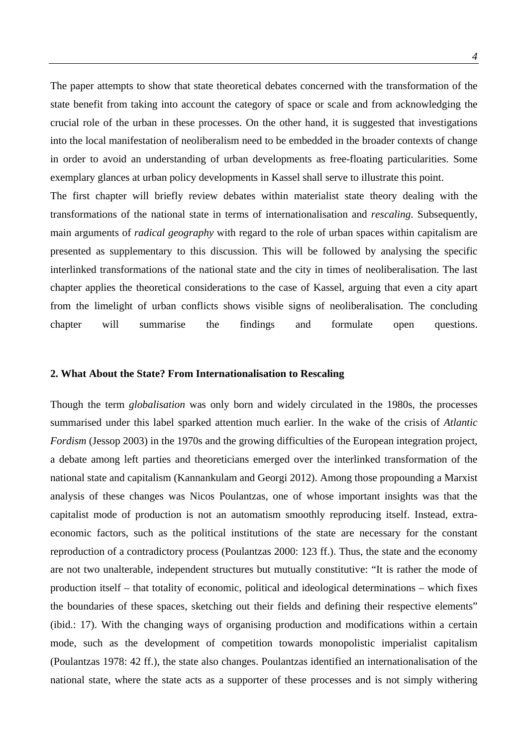The paper attempts to show that state theoretical debates concerned with the transformation of the state benefit from taking into account the category of space or scale and from acknowledging the crucial role of the urban in these processes. On the other hand, it is suggested that investigations into the local manifestation of neoliberalism need to be embedded in the broader contexts of change in order to avoid an understanding of urban developments as free-floating particularities. Some exemplary glances at urban policy developments in Kassel shall serve to illustrate this point.

The first chapter will briefly review debates within materialist state theory dealing with the transformations of the national state in terms of internationalisation and *rescaling*. Subsequently, main arguments of *radical geography* with regard to the role of urban spaces within capitalism are presented as supplementary to this discussion. This will be followed by analysing the specific interlinked transformations of the national state and the city in times of neoliberalisation. The last chapter applies the theoretical considerations to the case of Kassel, arguing that even a city apart from the limelight of urban conflicts shows visible signs of neoliberalisation. The concluding chapter will summarise the findings and formulate open questions.

## 2. What About the State? From Internationalisation to Rescaling

Though the term *globalisation* was only born and widely circulated in the 1980s, the processes summarised under this label sparked attention much earlier. In the wake of the crisis of *Atlantic Fordism* (Jessop 2003) in the 1970s and the growing difficulties of the European integration project, a debate among left parties and theoreticians emerged over the interlinked transformation of the national state and capitalism (Kannankulam and Georgi 2012). Among those propounding a Marxist analysis of these changes was Nicos Poulantzas, one of whose important insights was that the capitalist mode of production is not an automatism smoothly reproducing itself. Instead, extra-economic factors, such as the political institutions of the state are necessary for the constant reproduction of a contradictory process (Poulantzas 2000: 123 ff.). Thus, the state and the economy are not two unalterable, independent structures but mutually constitutive: "It is rather the mode of production itself – that totality of economic, political and ideological determinations – which fixes the boundaries of these spaces, sketching out their fields and defining their respective elements" (ibid.: 17). With the changing ways of organising production and modifications within a certain mode, such as the development of competition towards monopolistic imperialist capitalism (Poulantzas 1978: 42 ff.), the state also changes. Poulantzas identified an internationalisation of the national state, where the state acts as a supporter of these processes and is not simply withering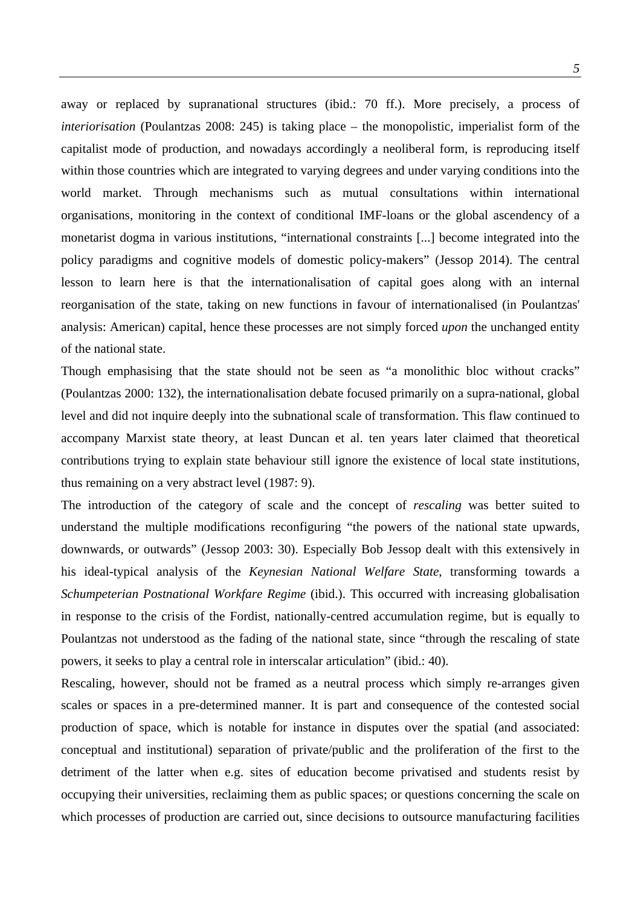away or replaced by supranational structures (ibid.: 70 ff.). More precisely, a process of *interiorisation* (Poulantzas 2008: 245) is taking place – the monopolistic, imperialist form of the capitalist mode of production, and nowadays accordingly a neoliberal form, is reproducing itself within those countries which are integrated to varying degrees and under varying conditions into the world market. Through mechanisms such as mutual consultations within international organisations, monitoring in the context of conditional IMF-loans or the global ascendency of a monetarist dogma in various institutions, "international constraints [...] become integrated into the policy paradigms and cognitive models of domestic policy-makers" (Jessop 2014). The central lesson to learn here is that the internationalisation of capital goes along with an internal reorganisation of the state, taking on new functions in favour of internationalised (in Poulantzas' analysis: American) capital, hence these processes are not simply forced *upon* the unchanged entity of the national state.

Though emphasising that the state should not be seen as "a monolithic bloc without cracks" (Poulantzas 2000: 132), the internationalisation debate focused primarily on a supra-national, global level and did not inquire deeply into the subnational scale of transformation. This flaw continued to accompany Marxist state theory, at least Duncan et al. ten years later claimed that theoretical contributions trying to explain state behaviour still ignore the existence of local state institutions, thus remaining on a very abstract level (1987: 9).

The introduction of the category of scale and the concept of *rescaling* was better suited to understand the multiple modifications reconfiguring "the powers of the national state upwards, downwards, or outwards" (Jessop 2003: 30). Especially Bob Jessop dealt with this extensively in his ideal-typical analysis of the *Keynesian National Welfare State*, transforming towards a *Schumpeterian Postnational Workfare Regime* (ibid.). This occurred with increasing globalisation in response to the crisis of the Fordist, nationally-centred accumulation regime, but is equally to Poulantzas not understood as the fading of the national state, since "through the rescaling of state powers, it seeks to play a central role in interscalar articulation" (ibid.: 40).

Rescaling, however, should not be framed as a neutral process which simply re-arranges given scales or spaces in a pre-determined manner. It is part and consequence of the contested social production of space, which is notable for instance in disputes over the spatial (and associated: conceptual and institutional) separation of private/public and the proliferation of the first to the detriment of the latter when e.g. sites of education become privatised and students resist by occupying their universities, reclaiming them as public spaces; or questions concerning the scale on which processes of production are carried out, since decisions to outsource manufacturing facilities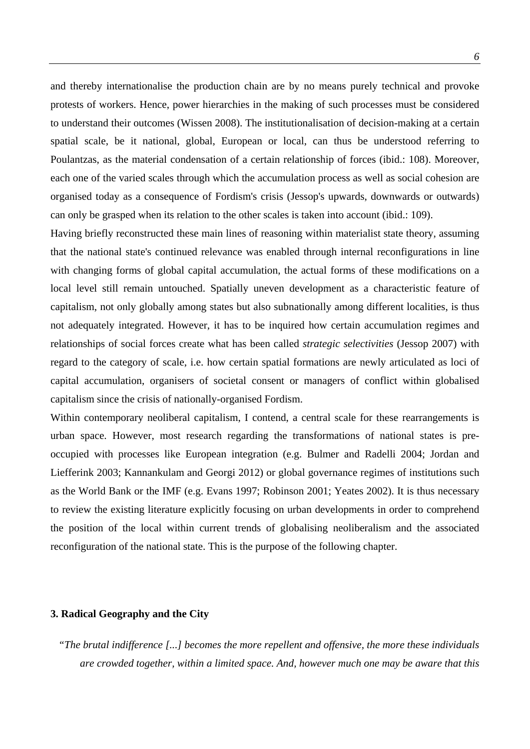and thereby internationalise the production chain are by no means purely technical and provoke protests of workers. Hence, power hierarchies in the making of such processes must be considered to understand their outcomes (Wissen 2008). The institutionalisation of decision-making at a certain spatial scale, be it national, global, European or local, can thus be understood referring to Poulantzas, as the material condensation of a certain relationship of forces (ibid.: 108). Moreover, each one of the varied scales through which the accumulation process as well as social cohesion are organised today as a consequence of Fordism's crisis (Jessop's upwards, downwards or outwards) can only be grasped when its relation to the other scales is taken into account (ibid.: 109).

Having briefly reconstructed these main lines of reasoning within materialist state theory, assuming that the national state's continued relevance was enabled through internal reconfigurations in line with changing forms of global capital accumulation, the actual forms of these modifications on a local level still remain untouched. Spatially uneven development as a characteristic feature of capitalism, not only globally among states but also subnationally among different localities, is thus not adequately integrated. However, it has to be inquired how certain accumulation regimes and relationships of social forces create what has been called *strategic selectivities* (Jessop 2007) with regard to the category of scale, i.e. how certain spatial formations are newly articulated as loci of capital accumulation, organisers of societal consent or managers of conflict within globalised capitalism since the crisis of nationally-organised Fordism.

Within contemporary neoliberal capitalism, I contend, a central scale for these rearrangements is urban space. However, most research regarding the transformations of national states is pre-occupied with processes like European integration (e.g. Bulmer and Radelli 2004; Jordan and Liefferink 2003; Kannankulam and Georgi 2012) or global governance regimes of institutions such as the World Bank or the IMF (e.g. Evans 1997; Robinson 2001; Yeates 2002). It is thus necessary to review the existing literature explicitly focusing on urban developments in order to comprehend the position of the local within current trends of globalising neoliberalism and the associated reconfiguration of the national state. This is the purpose of the following chapter.

## 3. Radical Geography and the City

> "*The brutal indifference [...] becomes the more repellent and offensive, the more these individuals are crowded together, within a limited space. And, however much one may be aware that this*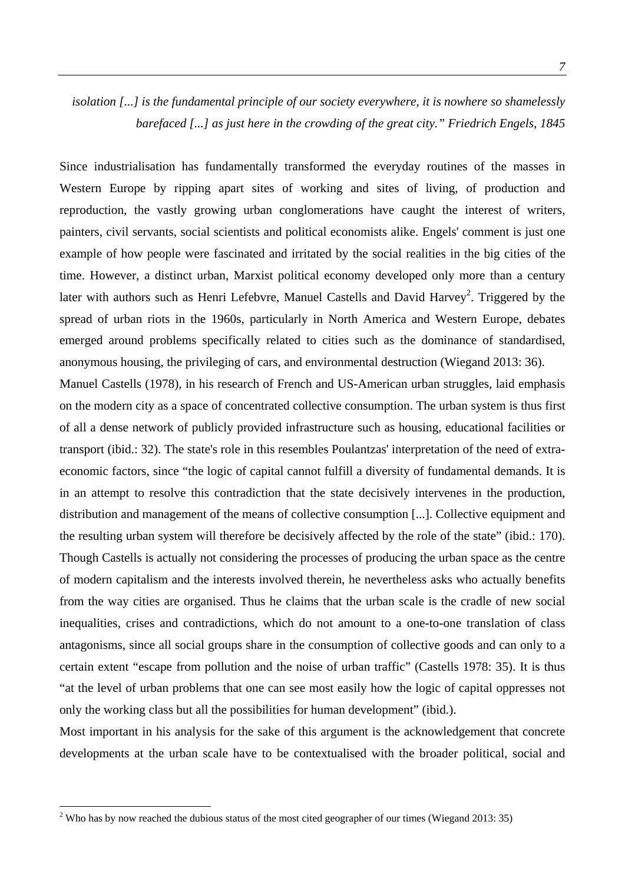*isolation [...] is the fundamental principle of our society everywhere, it is nowhere so shamelessly barefaced [...] as just here in the crowding of the great city." Friedrich Engels, 1845*

Since industrialisation has fundamentally transformed the everyday routines of the masses in Western Europe by ripping apart sites of working and sites of living, of production and reproduction, the vastly growing urban conglomerations have caught the interest of writers, painters, civil servants, social scientists and political economists alike. Engels' comment is just one example of how people were fascinated and irritated by the social realities in the big cities of the time. However, a distinct urban, Marxist political economy developed only more than a century later with authors such as Henri Lefebvre, Manuel Castells and David Harvey[2]. Triggered by the spread of urban riots in the 1960s, particularly in North America and Western Europe, debates emerged around problems specifically related to cities such as the dominance of standardised, anonymous housing, the privileging of cars, and environmental destruction (Wiegand 2013: 36).

Manuel Castells (1978), in his research of French and US-American urban struggles, laid emphasis on the modern city as a space of concentrated collective consumption. The urban system is thus first of all a dense network of publicly provided infrastructure such as housing, educational facilities or transport (ibid.: 32). The state's role in this resembles Poulantzas' interpretation of the need of extra-economic factors, since "the logic of capital cannot fulfill a diversity of fundamental demands. It is in an attempt to resolve this contradiction that the state decisively intervenes in the production, distribution and management of the means of collective consumption [...]. Collective equipment and the resulting urban system will therefore be decisively affected by the role of the state" (ibid.: 170). Though Castells is actually not considering the processes of producing the urban space as the centre of modern capitalism and the interests involved therein, he nevertheless asks who actually benefits from the way cities are organised. Thus he claims that the urban scale is the cradle of new social inequalities, crises and contradictions, which do not amount to a one-to-one translation of class antagonisms, since all social groups share in the consumption of collective goods and can only to a certain extent "escape from pollution and the noise of urban traffic" (Castells 1978: 35). It is thus "at the level of urban problems that one can see most easily how the logic of capital oppresses not only the working class but all the possibilities for human development" (ibid.).

Most important in his analysis for the sake of this argument is the acknowledgement that concrete developments at the urban scale have to be contextualised with the broader political, social and

[2] Who has by now reached the dubious status of the most cited geographer of our times (Wiegand 2013: 35)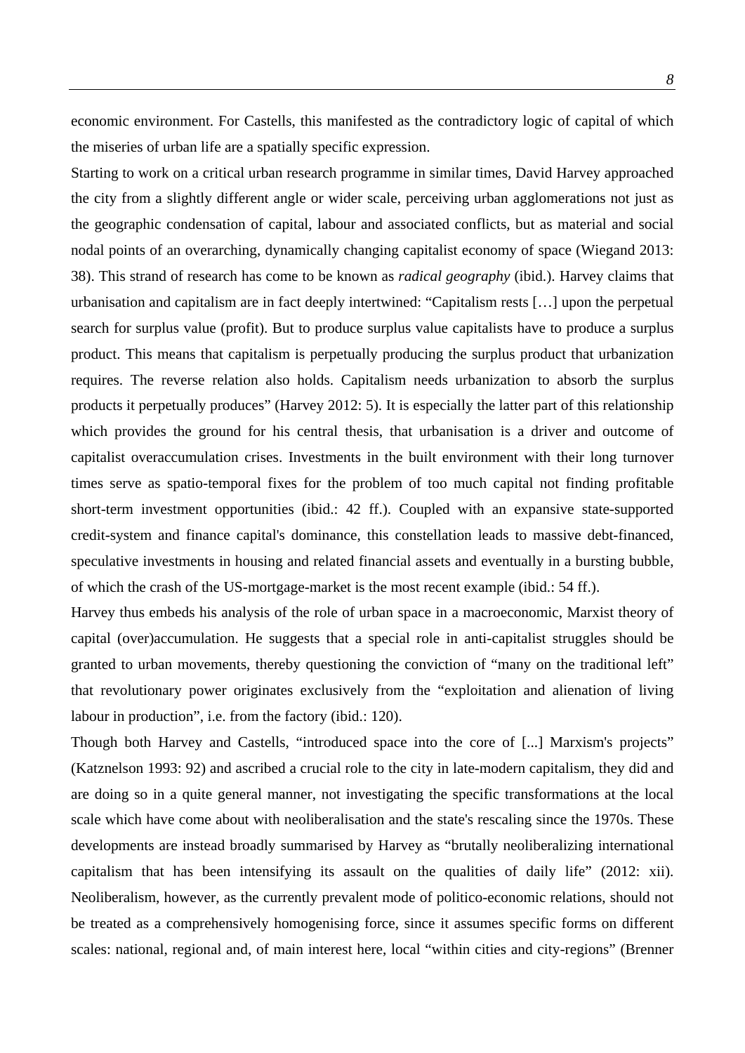economic environment. For Castells, this manifested as the contradictory logic of capital of which the miseries of urban life are a spatially specific expression.

Starting to work on a critical urban research programme in similar times, David Harvey approached the city from a slightly different angle or wider scale, perceiving urban agglomerations not just as the geographic condensation of capital, labour and associated conflicts, but as material and social nodal points of an overarching, dynamically changing capitalist economy of space (Wiegand 2013: 38). This strand of research has come to be known as *radical geography* (ibid.). Harvey claims that urbanisation and capitalism are in fact deeply intertwined: "Capitalism rests […] upon the perpetual search for surplus value (profit). But to produce surplus value capitalists have to produce a surplus product. This means that capitalism is perpetually producing the surplus product that urbanization requires. The reverse relation also holds. Capitalism needs urbanization to absorb the surplus products it perpetually produces" (Harvey 2012: 5). It is especially the latter part of this relationship which provides the ground for his central thesis, that urbanisation is a driver and outcome of capitalist overaccumulation crises. Investments in the built environment with their long turnover times serve as spatio-temporal fixes for the problem of too much capital not finding profitable short-term investment opportunities (ibid.: 42 ff.). Coupled with an expansive state-supported credit-system and finance capital's dominance, this constellation leads to massive debt-financed, speculative investments in housing and related financial assets and eventually in a bursting bubble, of which the crash of the US-mortgage-market is the most recent example (ibid.: 54 ff.).

Harvey thus embeds his analysis of the role of urban space in a macroeconomic, Marxist theory of capital (over)accumulation. He suggests that a special role in anti-capitalist struggles should be granted to urban movements, thereby questioning the conviction of "many on the traditional left" that revolutionary power originates exclusively from the "exploitation and alienation of living labour in production", i.e. from the factory (ibid.: 120).

Though both Harvey and Castells, "introduced space into the core of [...] Marxism's projects" (Katznelson 1993: 92) and ascribed a crucial role to the city in late-modern capitalism, they did and are doing so in a quite general manner, not investigating the specific transformations at the local scale which have come about with neoliberalisation and the state's rescaling since the 1970s. These developments are instead broadly summarised by Harvey as "brutally neoliberalizing international capitalism that has been intensifying its assault on the qualities of daily life" (2012: xii). Neoliberalism, however, as the currently prevalent mode of politico-economic relations, should not be treated as a comprehensively homogenising force, since it assumes specific forms on different scales: national, regional and, of main interest here, local "within cities and city-regions" (Brenner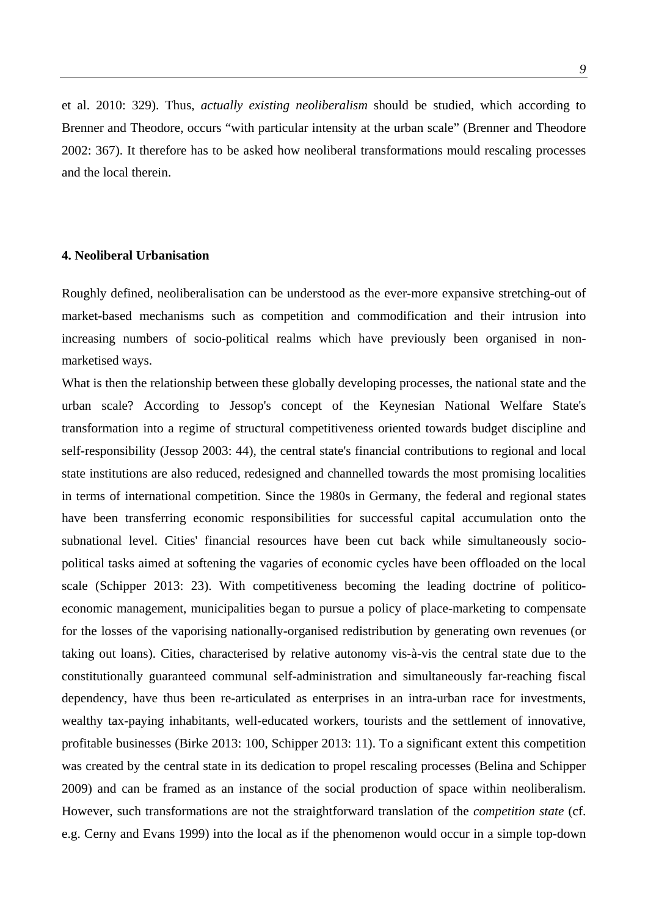et al. 2010: 329). Thus, *actually existing neoliberalism* should be studied, which according to Brenner and Theodore, occurs "with particular intensity at the urban scale" (Brenner and Theodore 2002: 367). It therefore has to be asked how neoliberal transformations mould rescaling processes and the local therein.

## 4. Neoliberal Urbanisation

Roughly defined, neoliberalisation can be understood as the ever-more expansive stretching-out of market-based mechanisms such as competition and commodification and their intrusion into increasing numbers of socio-political realms which have previously been organised in non-marketised ways.

What is then the relationship between these globally developing processes, the national state and the urban scale? According to Jessop's concept of the Keynesian National Welfare State's transformation into a regime of structural competitiveness oriented towards budget discipline and self-responsibility (Jessop 2003: 44), the central state's financial contributions to regional and local state institutions are also reduced, redesigned and channelled towards the most promising localities in terms of international competition. Since the 1980s in Germany, the federal and regional states have been transferring economic responsibilities for successful capital accumulation onto the subnational level. Cities' financial resources have been cut back while simultaneously socio-political tasks aimed at softening the vagaries of economic cycles have been offloaded on the local scale (Schipper 2013: 23). With competitiveness becoming the leading doctrine of politico-economic management, municipalities began to pursue a policy of place-marketing to compensate for the losses of the vaporising nationally-organised redistribution by generating own revenues (or taking out loans). Cities, characterised by relative autonomy vis-à-vis the central state due to the constitutionally guaranteed communal self-administration and simultaneously far-reaching fiscal dependency, have thus been re-articulated as enterprises in an intra-urban race for investments, wealthy tax-paying inhabitants, well-educated workers, tourists and the settlement of innovative, profitable businesses (Birke 2013: 100, Schipper 2013: 11). To a significant extent this competition was created by the central state in its dedication to propel rescaling processes (Belina and Schipper 2009) and can be framed as an instance of the social production of space within neoliberalism. However, such transformations are not the straightforward translation of the *competition state* (cf. e.g. Cerny and Evans 1999) into the local as if the phenomenon would occur in a simple top-down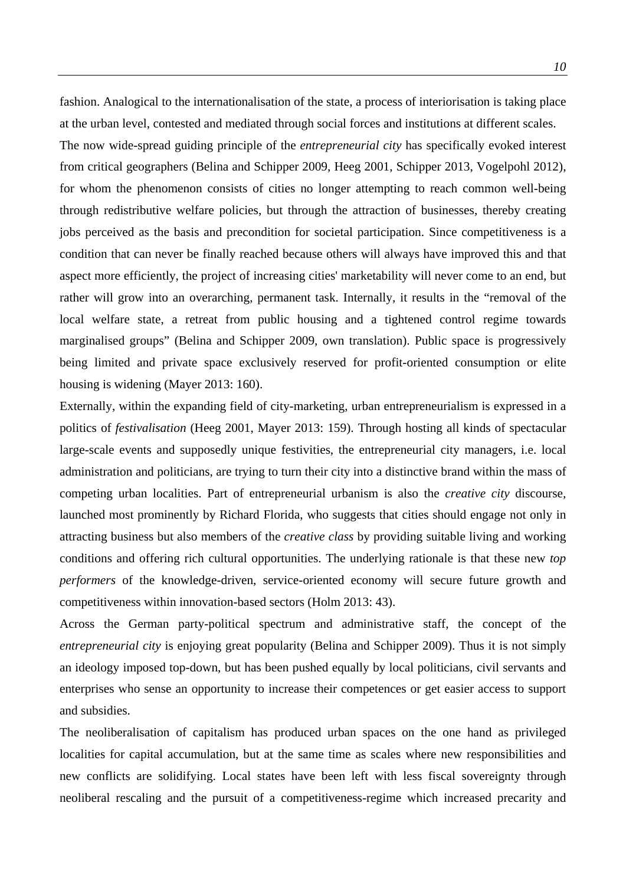fashion. Analogical to the internationalisation of the state, a process of interiorisation is taking place at the urban level, contested and mediated through social forces and institutions at different scales.

The now wide-spread guiding principle of the *entrepreneurial city* has specifically evoked interest from critical geographers (Belina and Schipper 2009, Heeg 2001, Schipper 2013, Vogelpohl 2012), for whom the phenomenon consists of cities no longer attempting to reach common well-being through redistributive welfare policies, but through the attraction of businesses, thereby creating jobs perceived as the basis and precondition for societal participation. Since competitiveness is a condition that can never be finally reached because others will always have improved this and that aspect more efficiently, the project of increasing cities' marketability will never come to an end, but rather will grow into an overarching, permanent task. Internally, it results in the "removal of the local welfare state, a retreat from public housing and a tightened control regime towards marginalised groups" (Belina and Schipper 2009, own translation). Public space is progressively being limited and private space exclusively reserved for profit-oriented consumption or elite housing is widening (Mayer 2013: 160).

Externally, within the expanding field of city-marketing, urban entrepreneurialism is expressed in a politics of *festivalisation* (Heeg 2001, Mayer 2013: 159). Through hosting all kinds of spectacular large-scale events and supposedly unique festivities, the entrepreneurial city managers, i.e. local administration and politicians, are trying to turn their city into a distinctive brand within the mass of competing urban localities. Part of entrepreneurial urbanism is also the *creative city* discourse, launched most prominently by Richard Florida, who suggests that cities should engage not only in attracting business but also members of the *creative class* by providing suitable living and working conditions and offering rich cultural opportunities. The underlying rationale is that these new *top performers* of the knowledge-driven, service-oriented economy will secure future growth and competitiveness within innovation-based sectors (Holm 2013: 43).

Across the German party-political spectrum and administrative staff, the concept of the *entrepreneurial city* is enjoying great popularity (Belina and Schipper 2009). Thus it is not simply an ideology imposed top-down, but has been pushed equally by local politicians, civil servants and enterprises who sense an opportunity to increase their competences or get easier access to support and subsidies.

The neoliberalisation of capitalism has produced urban spaces on the one hand as privileged localities for capital accumulation, but at the same time as scales where new responsibilities and new conflicts are solidifying. Local states have been left with less fiscal sovereignty through neoliberal rescaling and the pursuit of a competitiveness-regime which increased precarity and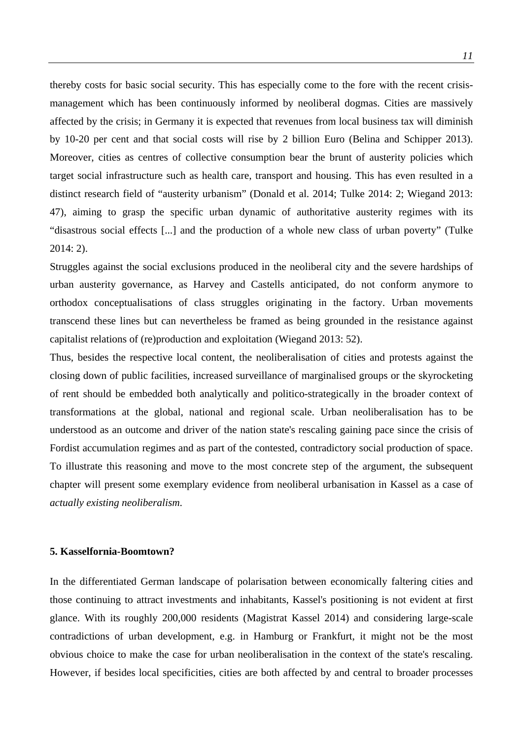thereby costs for basic social security. This has especially come to the fore with the recent crisis-management which has been continuously informed by neoliberal dogmas. Cities are massively affected by the crisis; in Germany it is expected that revenues from local business tax will diminish by 10-20 per cent and that social costs will rise by 2 billion Euro (Belina and Schipper 2013). Moreover, cities as centres of collective consumption bear the brunt of austerity policies which target social infrastructure such as health care, transport and housing. This has even resulted in a distinct research field of “austerity urbanism” (Donald et al. 2014; Tulke 2014: 2; Wiegand 2013: 47), aiming to grasp the specific urban dynamic of authoritative austerity regimes with its “disastrous social effects [...] and the production of a whole new class of urban poverty” (Tulke 2014: 2).

Struggles against the social exclusions produced in the neoliberal city and the severe hardships of urban austerity governance, as Harvey and Castells anticipated, do not conform anymore to orthodox conceptualisations of class struggles originating in the factory. Urban movements transcend these lines but can nevertheless be framed as being grounded in the resistance against capitalist relations of (re)production and exploitation (Wiegand 2013: 52).

Thus, besides the respective local content, the neoliberalisation of cities and protests against the closing down of public facilities, increased surveillance of marginalised groups or the skyrocketing of rent should be embedded both analytically and politico-strategically in the broader context of transformations at the global, national and regional scale. Urban neoliberalisation has to be understood as an outcome and driver of the nation state's rescaling gaining pace since the crisis of Fordist accumulation regimes and as part of the contested, contradictory social production of space. To illustrate this reasoning and move to the most concrete step of the argument, the subsequent chapter will present some exemplary evidence from neoliberal urbanisation in Kassel as a case of *actually existing neoliberalism*.

## 5. Kasselfornia-Boomtown?

In the differentiated German landscape of polarisation between economically faltering cities and those continuing to attract investments and inhabitants, Kassel's positioning is not evident at first glance. With its roughly 200,000 residents (Magistrat Kassel 2014) and considering large-scale contradictions of urban development, e.g. in Hamburg or Frankfurt, it might not be the most obvious choice to make the case for urban neoliberalisation in the context of the state's rescaling. However, if besides local specificities, cities are both affected by and central to broader processes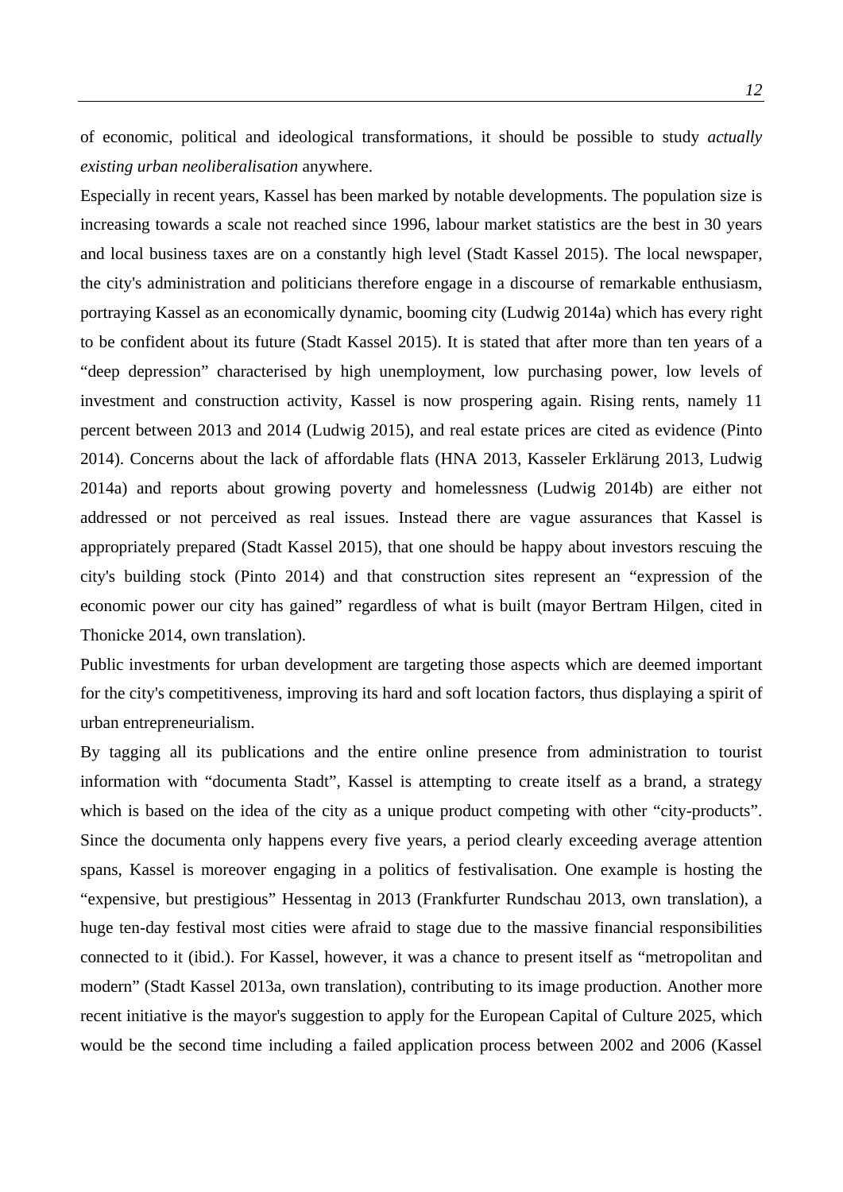of economic, political and ideological transformations, it should be possible to study *actually existing urban neoliberalisation* anywhere.

Especially in recent years, Kassel has been marked by notable developments. The population size is increasing towards a scale not reached since 1996, labour market statistics are the best in 30 years and local business taxes are on a constantly high level (Stadt Kassel 2015). The local newspaper, the city's administration and politicians therefore engage in a discourse of remarkable enthusiasm, portraying Kassel as an economically dynamic, booming city (Ludwig 2014a) which has every right to be confident about its future (Stadt Kassel 2015). It is stated that after more than ten years of a "deep depression" characterised by high unemployment, low purchasing power, low levels of investment and construction activity, Kassel is now prospering again. Rising rents, namely 11 percent between 2013 and 2014 (Ludwig 2015), and real estate prices are cited as evidence (Pinto 2014). Concerns about the lack of affordable flats (HNA 2013, Kasseler Erklärung 2013, Ludwig 2014a) and reports about growing poverty and homelessness (Ludwig 2014b) are either not addressed or not perceived as real issues. Instead there are vague assurances that Kassel is appropriately prepared (Stadt Kassel 2015), that one should be happy about investors rescuing the city's building stock (Pinto 2014) and that construction sites represent an "expression of the economic power our city has gained" regardless of what is built (mayor Bertram Hilgen, cited in Thonicke 2014, own translation).

Public investments for urban development are targeting those aspects which are deemed important for the city's competitiveness, improving its hard and soft location factors, thus displaying a spirit of urban entrepreneurialism.

By tagging all its publications and the entire online presence from administration to tourist information with "documenta Stadt", Kassel is attempting to create itself as a brand, a strategy which is based on the idea of the city as a unique product competing with other "city-products". Since the documenta only happens every five years, a period clearly exceeding average attention spans, Kassel is moreover engaging in a politics of festivalisation. One example is hosting the "expensive, but prestigious" Hessentag in 2013 (Frankfurter Rundschau 2013, own translation), a huge ten-day festival most cities were afraid to stage due to the massive financial responsibilities connected to it (ibid.). For Kassel, however, it was a chance to present itself as "metropolitan and modern" (Stadt Kassel 2013a, own translation), contributing to its image production. Another more recent initiative is the mayor's suggestion to apply for the European Capital of Culture 2025, which would be the second time including a failed application process between 2002 and 2006 (Kassel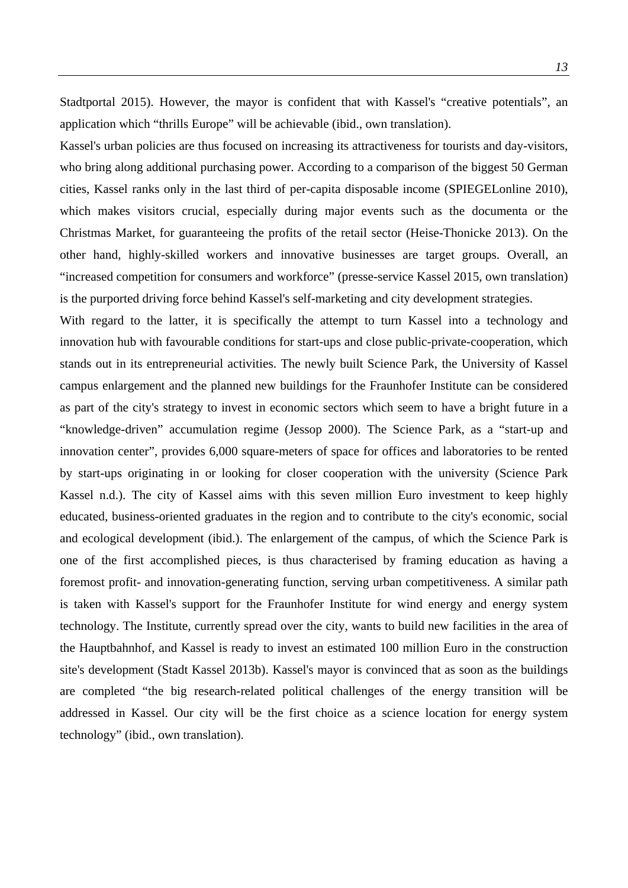Stadtportal 2015). However, the mayor is confident that with Kassel's “creative potentials”, an application which “thrills Europe” will be achievable (ibid., own translation).

Kassel's urban policies are thus focused on increasing its attractiveness for tourists and day-visitors, who bring along additional purchasing power. According to a comparison of the biggest 50 German cities, Kassel ranks only in the last third of per-capita disposable income (SPIEGELonline 2010), which makes visitors crucial, especially during major events such as the documenta or the Christmas Market, for guaranteeing the profits of the retail sector (Heise-Thonicke 2013). On the other hand, highly-skilled workers and innovative businesses are target groups. Overall, an “increased competition for consumers and workforce” (presse-service Kassel 2015, own translation) is the purported driving force behind Kassel's self-marketing and city development strategies.

With regard to the latter, it is specifically the attempt to turn Kassel into a technology and innovation hub with favourable conditions for start-ups and close public-private-cooperation, which stands out in its entrepreneurial activities. The newly built Science Park, the University of Kassel campus enlargement and the planned new buildings for the Fraunhofer Institute can be considered as part of the city's strategy to invest in economic sectors which seem to have a bright future in a “knowledge-driven” accumulation regime (Jessop 2000). The Science Park, as a “start-up and innovation center”, provides 6,000 square-meters of space for offices and laboratories to be rented by start-ups originating in or looking for closer cooperation with the university (Science Park Kassel n.d.). The city of Kassel aims with this seven million Euro investment to keep highly educated, business-oriented graduates in the region and to contribute to the city's economic, social and ecological development (ibid.). The enlargement of the campus, of which the Science Park is one of the first accomplished pieces, is thus characterised by framing education as having a foremost profit- and innovation-generating function, serving urban competitiveness. A similar path is taken with Kassel's support for the Fraunhofer Institute for wind energy and energy system technology. The Institute, currently spread over the city, wants to build new facilities in the area of the Hauptbahnhof, and Kassel is ready to invest an estimated 100 million Euro in the construction site's development (Stadt Kassel 2013b). Kassel's mayor is convinced that as soon as the buildings are completed “the big research-related political challenges of the energy transition will be addressed in Kassel. Our city will be the first choice as a science location for energy system technology” (ibid., own translation).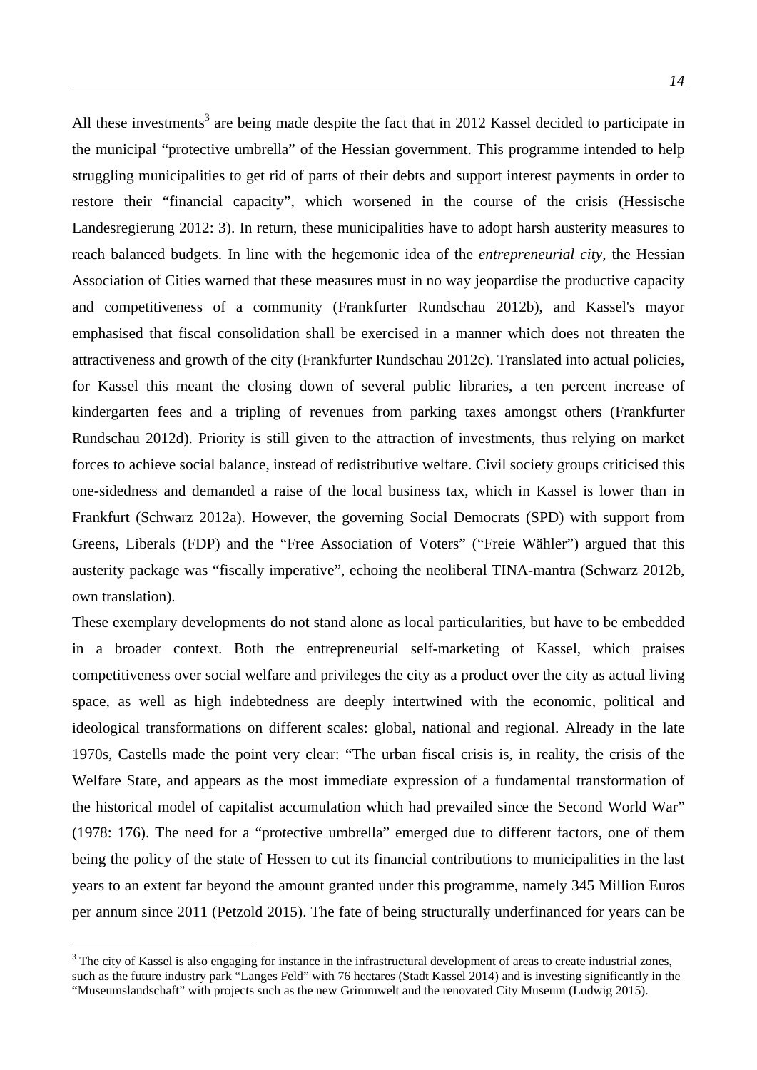All these investments[3] are being made despite the fact that in 2012 Kassel decided to participate in the municipal "protective umbrella" of the Hessian government. This programme intended to help struggling municipalities to get rid of parts of their debts and support interest payments in order to restore their "financial capacity", which worsened in the course of the crisis (Hessische Landesregierung 2012: 3). In return, these municipalities have to adopt harsh austerity measures to reach balanced budgets. In line with the hegemonic idea of the *entrepreneurial city*, the Hessian Association of Cities warned that these measures must in no way jeopardise the productive capacity and competitiveness of a community (Frankfurter Rundschau 2012b), and Kassel's mayor emphasised that fiscal consolidation shall be exercised in a manner which does not threaten the attractiveness and growth of the city (Frankfurter Rundschau 2012c). Translated into actual policies, for Kassel this meant the closing down of several public libraries, a ten percent increase of kindergarten fees and a tripling of revenues from parking taxes amongst others (Frankfurter Rundschau 2012d). Priority is still given to the attraction of investments, thus relying on market forces to achieve social balance, instead of redistributive welfare. Civil society groups criticised this one-sidedness and demanded a raise of the local business tax, which in Kassel is lower than in Frankfurt (Schwarz 2012a). However, the governing Social Democrats (SPD) with support from Greens, Liberals (FDP) and the "Free Association of Voters" ("Freie Wähler") argued that this austerity package was "fiscally imperative", echoing the neoliberal TINA-mantra (Schwarz 2012b, own translation).

These exemplary developments do not stand alone as local particularities, but have to be embedded in a broader context. Both the entrepreneurial self-marketing of Kassel, which praises competitiveness over social welfare and privileges the city as a product over the city as actual living space, as well as high indebtedness are deeply intertwined with the economic, political and ideological transformations on different scales: global, national and regional. Already in the late 1970s, Castells made the point very clear: "The urban fiscal crisis is, in reality, the crisis of the Welfare State, and appears as the most immediate expression of a fundamental transformation of the historical model of capitalist accumulation which had prevailed since the Second World War" (1978: 176). The need for a "protective umbrella" emerged due to different factors, one of them being the policy of the state of Hessen to cut its financial contributions to municipalities in the last years to an extent far beyond the amount granted under this programme, namely 345 Million Euros per annum since 2011 (Petzold 2015). The fate of being structurally underfinanced for years can be

[3] The city of Kassel is also engaging for instance in the infrastructural development of areas to create industrial zones, such as the future industry park "Langes Feld" with 76 hectares (Stadt Kassel 2014) and is investing significantly in the "Museumslandschaft" with projects such as the new Grimmwelt and the renovated City Museum (Ludwig 2015).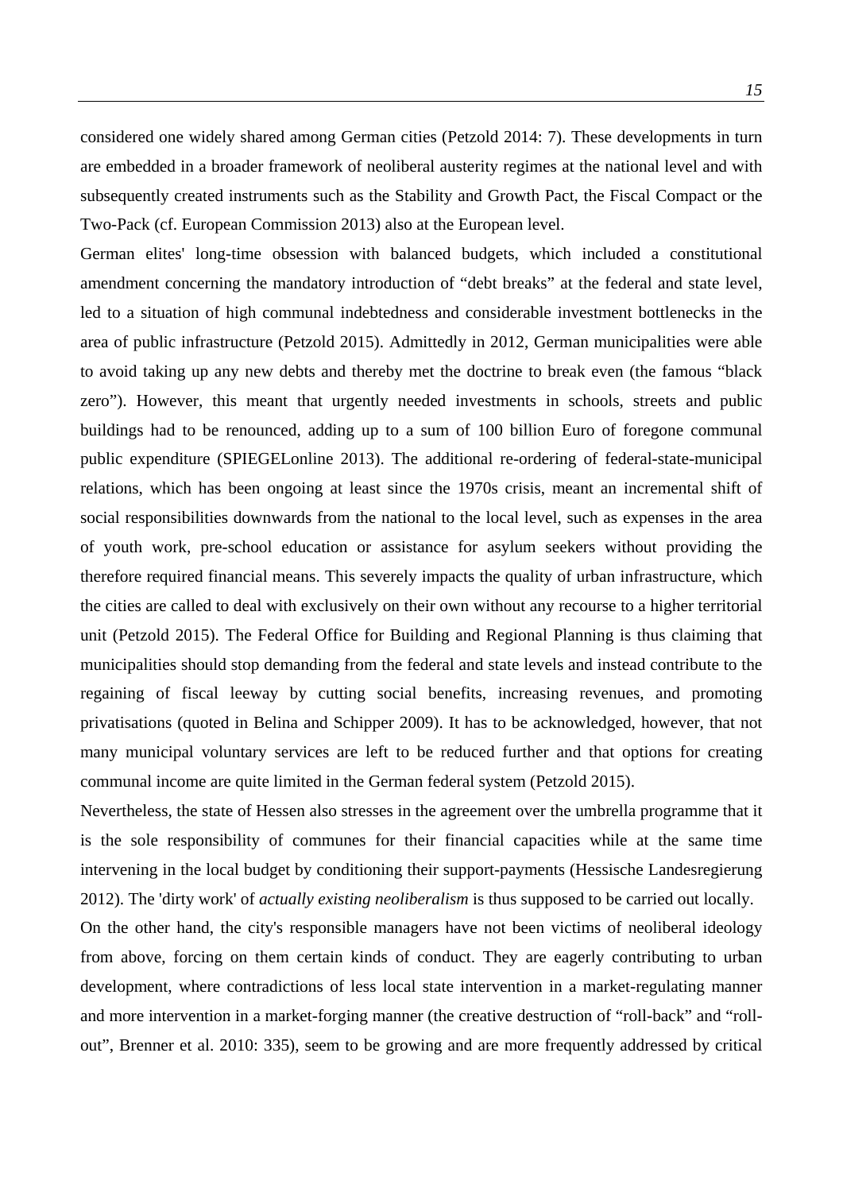considered one widely shared among German cities (Petzold 2014: 7). These developments in turn are embedded in a broader framework of neoliberal austerity regimes at the national level and with subsequently created instruments such as the Stability and Growth Pact, the Fiscal Compact or the Two-Pack (cf. European Commission 2013) also at the European level.

German elites' long-time obsession with balanced budgets, which included a constitutional amendment concerning the mandatory introduction of "debt breaks" at the federal and state level, led to a situation of high communal indebtedness and considerable investment bottlenecks in the area of public infrastructure (Petzold 2015). Admittedly in 2012, German municipalities were able to avoid taking up any new debts and thereby met the doctrine to break even (the famous "black zero"). However, this meant that urgently needed investments in schools, streets and public buildings had to be renounced, adding up to a sum of 100 billion Euro of foregone communal public expenditure (SPIEGELonline 2013). The additional re-ordering of federal-state-municipal relations, which has been ongoing at least since the 1970s crisis, meant an incremental shift of social responsibilities downwards from the national to the local level, such as expenses in the area of youth work, pre-school education or assistance for asylum seekers without providing the therefore required financial means. This severely impacts the quality of urban infrastructure, which the cities are called to deal with exclusively on their own without any recourse to a higher territorial unit (Petzold 2015). The Federal Office for Building and Regional Planning is thus claiming that municipalities should stop demanding from the federal and state levels and instead contribute to the regaining of fiscal leeway by cutting social benefits, increasing revenues, and promoting privatisations (quoted in Belina and Schipper 2009). It has to be acknowledged, however, that not many municipal voluntary services are left to be reduced further and that options for creating communal income are quite limited in the German federal system (Petzold 2015).

Nevertheless, the state of Hessen also stresses in the agreement over the umbrella programme that it is the sole responsibility of communes for their financial capacities while at the same time intervening in the local budget by conditioning their support-payments (Hessische Landesregierung 2012). The 'dirty work' of *actually existing neoliberalism* is thus supposed to be carried out locally.

On the other hand, the city's responsible managers have not been victims of neoliberal ideology from above, forcing on them certain kinds of conduct. They are eagerly contributing to urban development, where contradictions of less local state intervention in a market-regulating manner and more intervention in a market-forging manner (the creative destruction of "roll-back" and "roll-out", Brenner et al. 2010: 335), seem to be growing and are more frequently addressed by critical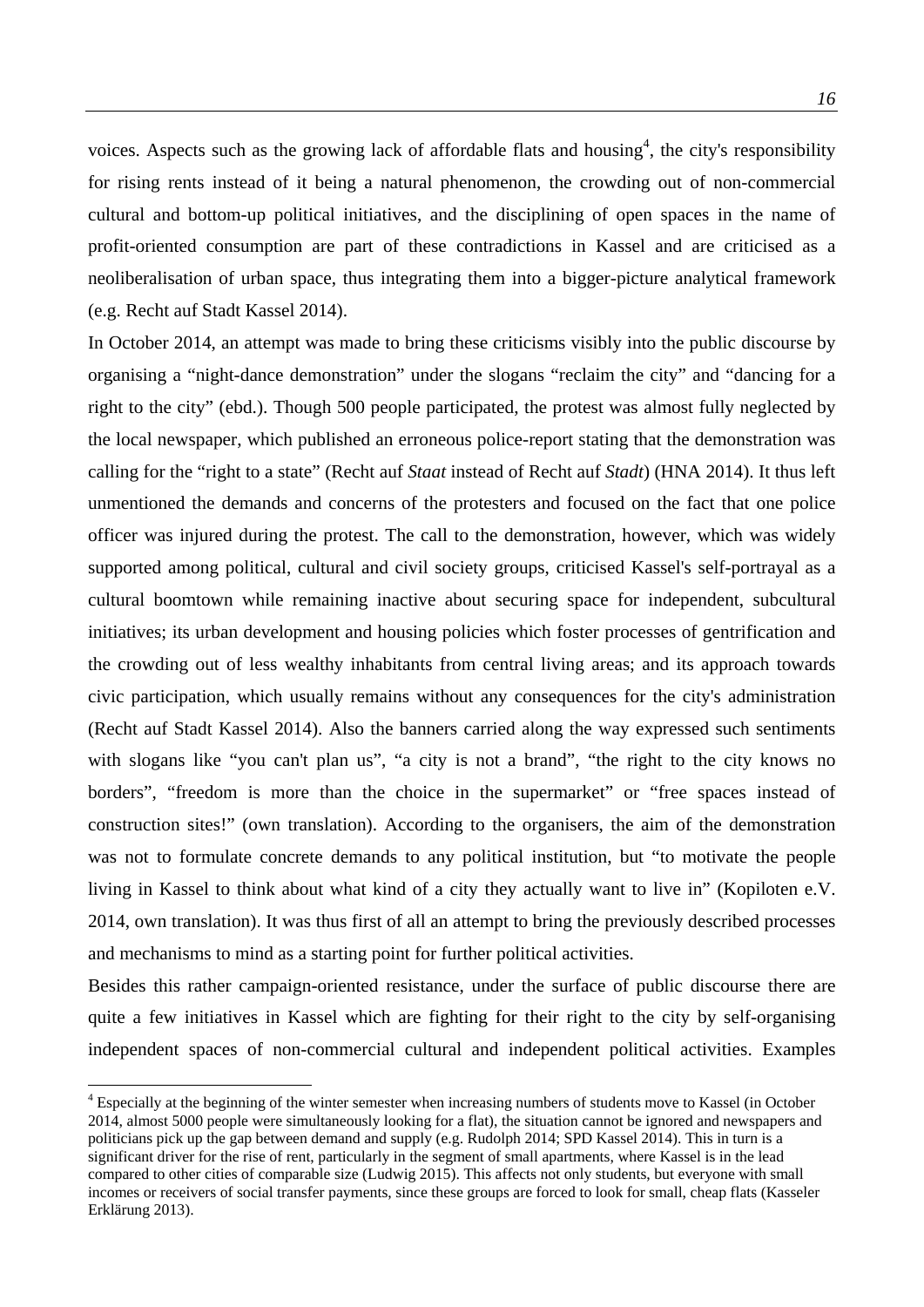voices. Aspects such as the growing lack of affordable flats and housing[4], the city's responsibility for rising rents instead of it being a natural phenomenon, the crowding out of non-commercial cultural and bottom-up political initiatives, and the disciplining of open spaces in the name of profit-oriented consumption are part of these contradictions in Kassel and are criticised as a neoliberalisation of urban space, thus integrating them into a bigger-picture analytical framework (e.g. Recht auf Stadt Kassel 2014).

In October 2014, an attempt was made to bring these criticisms visibly into the public discourse by organising a "night-dance demonstration" under the slogans "reclaim the city" and "dancing for a right to the city" (ebd.). Though 500 people participated, the protest was almost fully neglected by the local newspaper, which published an erroneous police-report stating that the demonstration was calling for the "right to a state" (Recht auf *Staat* instead of Recht auf *Stadt*) (HNA 2014). It thus left unmentioned the demands and concerns of the protesters and focused on the fact that one police officer was injured during the protest. The call to the demonstration, however, which was widely supported among political, cultural and civil society groups, criticised Kassel's self-portrayal as a cultural boomtown while remaining inactive about securing space for independent, subcultural initiatives; its urban development and housing policies which foster processes of gentrification and the crowding out of less wealthy inhabitants from central living areas; and its approach towards civic participation, which usually remains without any consequences for the city's administration (Recht auf Stadt Kassel 2014). Also the banners carried along the way expressed such sentiments with slogans like "you can't plan us", "a city is not a brand", "the right to the city knows no borders", "freedom is more than the choice in the supermarket" or "free spaces instead of construction sites!" (own translation). According to the organisers, the aim of the demonstration was not to formulate concrete demands to any political institution, but "to motivate the people living in Kassel to think about what kind of a city they actually want to live in" (Kopiloten e.V. 2014, own translation). It was thus first of all an attempt to bring the previously described processes and mechanisms to mind as a starting point for further political activities.

Besides this rather campaign-oriented resistance, under the surface of public discourse there are quite a few initiatives in Kassel which are fighting for their right to the city by self-organising independent spaces of non-commercial cultural and independent political activities. Examples

---

[4] Especially at the beginning of the winter semester when increasing numbers of students move to Kassel (in October 2014, almost 5000 people were simultaneously looking for a flat), the situation cannot be ignored and newspapers and politicians pick up the gap between demand and supply (e.g. Rudolph 2014; SPD Kassel 2014). This in turn is a significant driver for the rise of rent, particularly in the segment of small apartments, where Kassel is in the lead compared to other cities of comparable size (Ludwig 2015). This affects not only students, but everyone with small incomes or receivers of social transfer payments, since these groups are forced to look for small, cheap flats (Kasseler Erklärung 2013).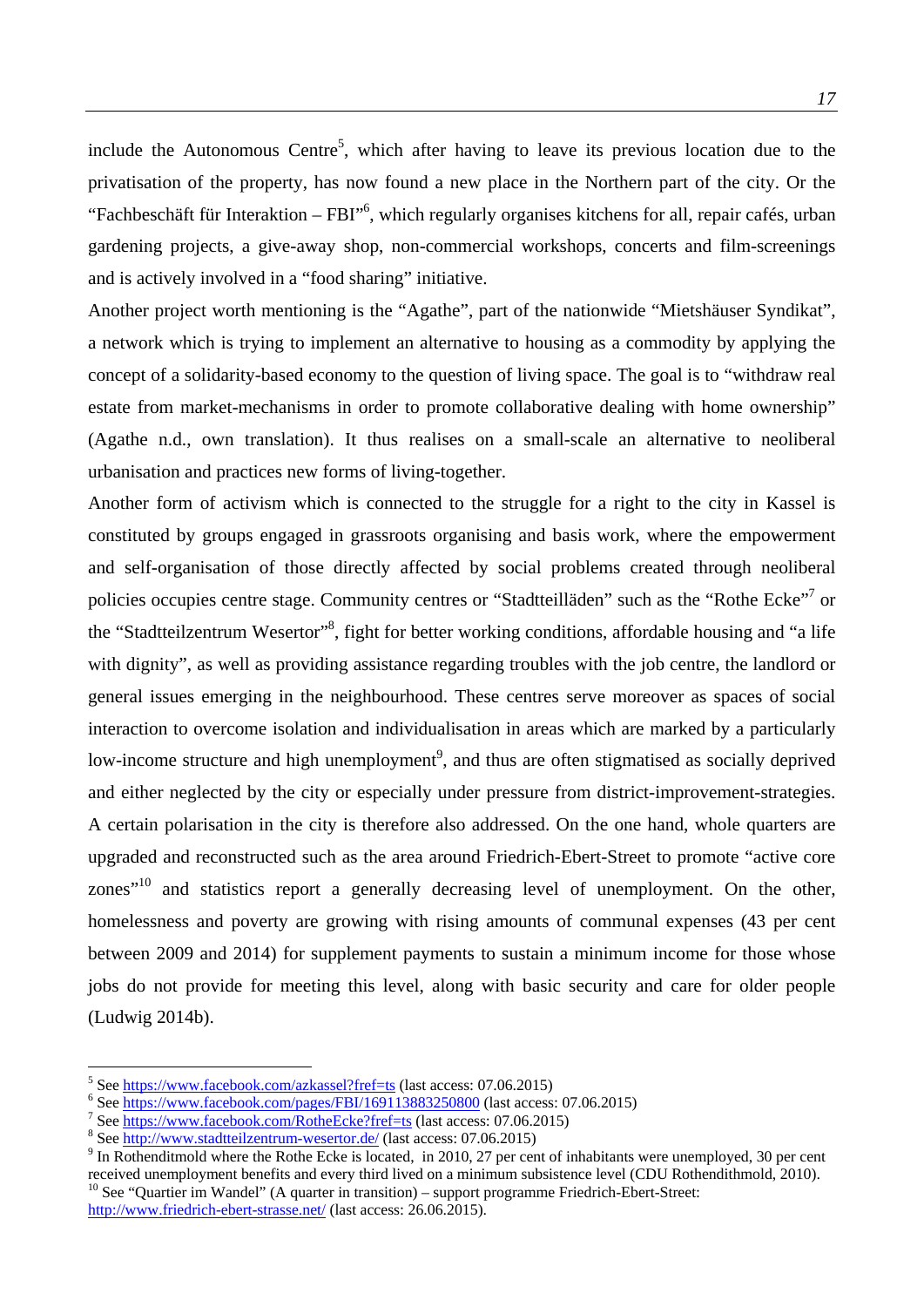include the Autonomous Centre[5], which after having to leave its previous location due to the privatisation of the property, has now found a new place in the Northern part of the city. Or the “Fachbeschäft für Interaktion – FBI”[6], which regularly organises kitchens for all, repair cafés, urban gardening projects, a give-away shop, non-commercial workshops, concerts and film-screenings and is actively involved in a “food sharing” initiative.

Another project worth mentioning is the “Agathe”, part of the nationwide “Mietshäuser Syndikat”, a network which is trying to implement an alternative to housing as a commodity by applying the concept of a solidarity-based economy to the question of living space. The goal is to “withdraw real estate from market-mechanisms in order to promote collaborative dealing with home ownership” (Agathe n.d., own translation). It thus realises on a small-scale an alternative to neoliberal urbanisation and practices new forms of living-together.

Another form of activism which is connected to the struggle for a right to the city in Kassel is constituted by groups engaged in grassroots organising and basis work, where the empowerment and self-organisation of those directly affected by social problems created through neoliberal policies occupies centre stage. Community centres or “Stadtteilläden” such as the “Rothe Ecke”[7] or the “Stadtteilzentrum Wesertor”[8], fight for better working conditions, affordable housing and “a life with dignity”, as well as providing assistance regarding troubles with the job centre, the landlord or general issues emerging in the neighbourhood. These centres serve moreover as spaces of social interaction to overcome isolation and individualisation in areas which are marked by a particularly low-income structure and high unemployment[9], and thus are often stigmatised as socially deprived and either neglected by the city or especially under pressure from district-improvement-strategies. A certain polarisation in the city is therefore also addressed. On the one hand, whole quarters are upgraded and reconstructed such as the area around Friedrich-Ebert-Street to promote “active core zones”[10] and statistics report a generally decreasing level of unemployment. On the other, homelessness and poverty are growing with rising amounts of communal expenses (43 per cent between 2009 and 2014) for supplement payments to sustain a minimum income for those whose jobs do not provide for meeting this level, along with basic security and care for older people (Ludwig 2014b).

---

[5] See https://www.facebook.com/azkassel?fref=ts (last access: 07.06.2015)

[6] See https://www.facebook.com/pages/FBI/169113883250800 (last access: 07.06.2015)

[7] See https://www.facebook.com/RotheEcke?fref=ts (last access: 07.06.2015)

[8] See http://www.stadtteilzentrum-wesertor.de/ (last access: 07.06.2015)

[9] In Rothenditmold where the Rothe Ecke is located, in 2010, 27 per cent of inhabitants were unemployed, 30 per cent received unemployment benefits and every third lived on a minimum subsistence level (CDU Rothendithmold, 2010).

[10] See “Quartier im Wandel” (A quarter in transition) – support programme Friedrich-Ebert-Street: http://www.friedrich-ebert-strasse.net/ (last access: 26.06.2015).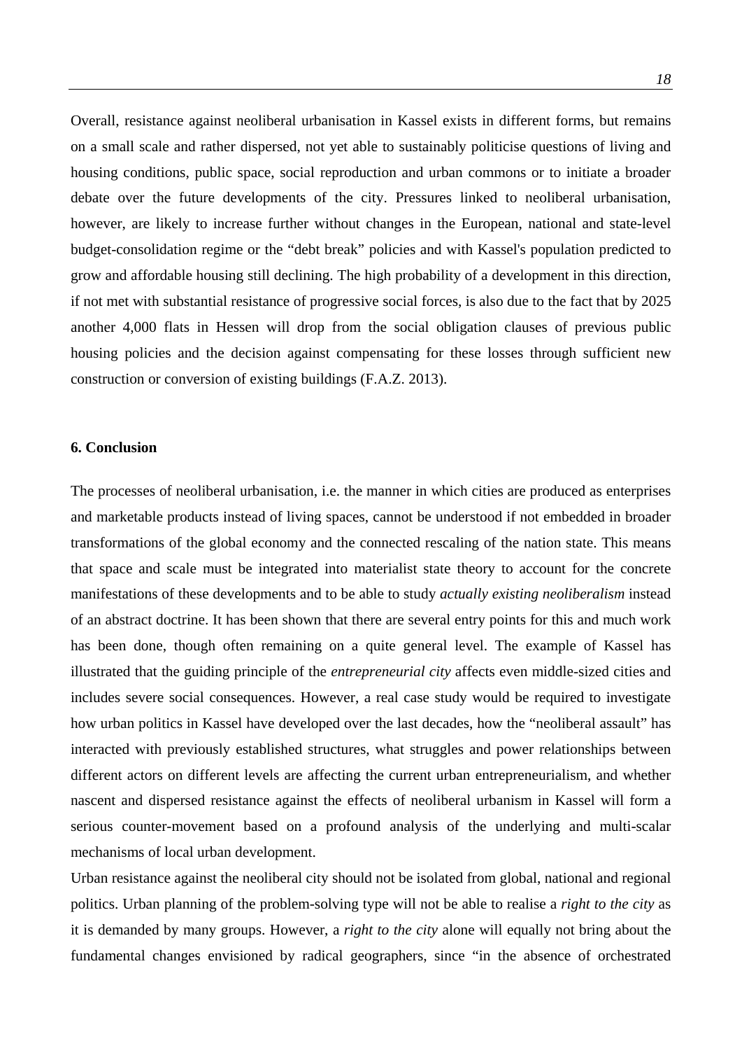Overall, resistance against neoliberal urbanisation in Kassel exists in different forms, but remains on a small scale and rather dispersed, not yet able to sustainably politicise questions of living and housing conditions, public space, social reproduction and urban commons or to initiate a broader debate over the future developments of the city. Pressures linked to neoliberal urbanisation, however, are likely to increase further without changes in the European, national and state-level budget-consolidation regime or the "debt break" policies and with Kassel's population predicted to grow and affordable housing still declining. The high probability of a development in this direction, if not met with substantial resistance of progressive social forces, is also due to the fact that by 2025 another 4,000 flats in Hessen will drop from the social obligation clauses of previous public housing policies and the decision against compensating for these losses through sufficient new construction or conversion of existing buildings (F.A.Z. 2013).

## 6. Conclusion

The processes of neoliberal urbanisation, i.e. the manner in which cities are produced as enterprises and marketable products instead of living spaces, cannot be understood if not embedded in broader transformations of the global economy and the connected rescaling of the nation state. This means that space and scale must be integrated into materialist state theory to account for the concrete manifestations of these developments and to be able to study *actually existing neoliberalism* instead of an abstract doctrine. It has been shown that there are several entry points for this and much work has been done, though often remaining on a quite general level. The example of Kassel has illustrated that the guiding principle of the *entrepreneurial city* affects even middle-sized cities and includes severe social consequences. However, a real case study would be required to investigate how urban politics in Kassel have developed over the last decades, how the "neoliberal assault" has interacted with previously established structures, what struggles and power relationships between different actors on different levels are affecting the current urban entrepreneurialism, and whether nascent and dispersed resistance against the effects of neoliberal urbanism in Kassel will form a serious counter-movement based on a profound analysis of the underlying and multi-scalar mechanisms of local urban development.

Urban resistance against the neoliberal city should not be isolated from global, national and regional politics. Urban planning of the problem-solving type will not be able to realise a *right to the city* as it is demanded by many groups. However, a *right to the city* alone will equally not bring about the fundamental changes envisioned by radical geographers, since "in the absence of orchestrated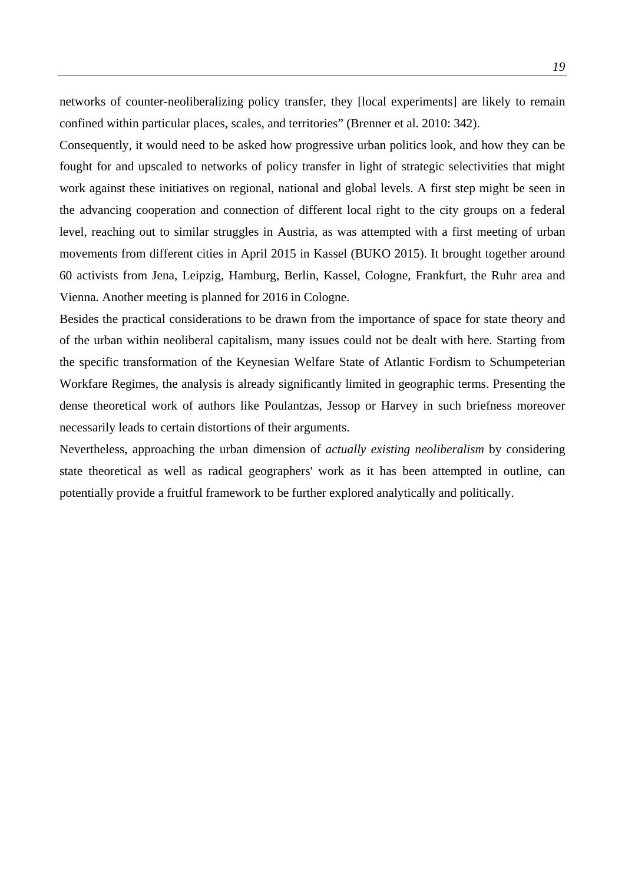networks of counter-neoliberalizing policy transfer, they [local experiments] are likely to remain confined within particular places, scales, and territories" (Brenner et al. 2010: 342).

Consequently, it would need to be asked how progressive urban politics look, and how they can be fought for and upscaled to networks of policy transfer in light of strategic selectivities that might work against these initiatives on regional, national and global levels. A first step might be seen in the advancing cooperation and connection of different local right to the city groups on a federal level, reaching out to similar struggles in Austria, as was attempted with a first meeting of urban movements from different cities in April 2015 in Kassel (BUKO 2015). It brought together around 60 activists from Jena, Leipzig, Hamburg, Berlin, Kassel, Cologne, Frankfurt, the Ruhr area and Vienna. Another meeting is planned for 2016 in Cologne.

Besides the practical considerations to be drawn from the importance of space for state theory and of the urban within neoliberal capitalism, many issues could not be dealt with here. Starting from the specific transformation of the Keynesian Welfare State of Atlantic Fordism to Schumpeterian Workfare Regimes, the analysis is already significantly limited in geographic terms. Presenting the dense theoretical work of authors like Poulantzas, Jessop or Harvey in such briefness moreover necessarily leads to certain distortions of their arguments.

Nevertheless, approaching the urban dimension of *actually existing neoliberalism* by considering state theoretical as well as radical geographers' work as it has been attempted in outline, can potentially provide a fruitful framework to be further explored analytically and politically.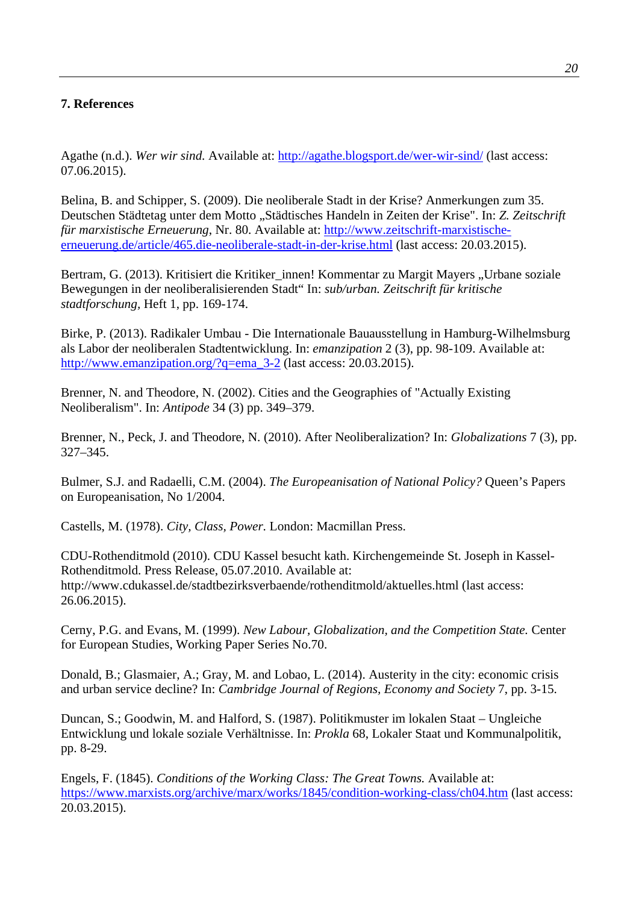## 7. References

Agathe (n.d.). *Wer wir sind.* Available at: http://agathe.blogsport.de/wer-wir-sind/ (last access: 07.06.2015).

Belina, B. and Schipper, S. (2009). Die neoliberale Stadt in der Krise? Anmerkungen zum 35. Deutschen Städtetag unter dem Motto „Städtisches Handeln in Zeiten der Krise". In: *Z. Zeitschrift für marxistische Erneuerung*, Nr. 80. Available at: http://www.zeitschrift-marxistische-erneuerung.de/article/465.die-neoliberale-stadt-in-der-krise.html (last access: 20.03.2015).

Bertram, G. (2013). Kritisiert die Kritiker_innen! Kommentar zu Margit Mayers „Urbane soziale Bewegungen in der neoliberalisierenden Stadt" In: *sub/urban. Zeitschrift für kritische stadtforschung*, Heft 1, pp. 169-174.

Birke, P. (2013). Radikaler Umbau - Die Internationale Bauausstellung in Hamburg-Wilhelmsburg als Labor der neoliberalen Stadtentwicklung. In: *emanzipation* 2 (3), pp. 98-109. Available at: http://www.emanzipation.org/?q=ema_3-2 (last access: 20.03.2015).

Brenner, N. and Theodore, N. (2002). Cities and the Geographies of "Actually Existing Neoliberalism". In: *Antipode* 34 (3) pp. 349–379.

Brenner, N., Peck, J. and Theodore, N. (2010). After Neoliberalization? In: *Globalizations* 7 (3), pp. 327–345.

Bulmer, S.J. and Radaelli, C.M. (2004). *The Europeanisation of National Policy?* Queen's Papers on Europeanisation, No 1/2004.

Castells, M. (1978). *City, Class, Power.* London: Macmillan Press.

CDU-Rothenditmold (2010). CDU Kassel besucht kath. Kirchengemeinde St. Joseph in Kassel-Rothenditmold. Press Release, 05.07.2010. Available at: http://www.cdukassel.de/stadtbezirksverbaende/rothenditmold/aktuelles.html (last access: 26.06.2015).

Cerny, P.G. and Evans, M. (1999). *New Labour, Globalization, and the Competition State.* Center for European Studies, Working Paper Series No.70.

Donald, B.; Glasmaier, A.; Gray, M. and Lobao, L. (2014). Austerity in the city: economic crisis and urban service decline? In: *Cambridge Journal of Regions, Economy and Society* 7, pp. 3-15.

Duncan, S.; Goodwin, M. and Halford, S. (1987). Politikmuster im lokalen Staat – Ungleiche Entwicklung und lokale soziale Verhältnisse. In: *Prokla* 68, Lokaler Staat und Kommunalpolitik, pp. 8-29.

Engels, F. (1845). *Conditions of the Working Class: The Great Towns.* Available at: https://www.marxists.org/archive/marx/works/1845/condition-working-class/ch04.htm (last access: 20.03.2015).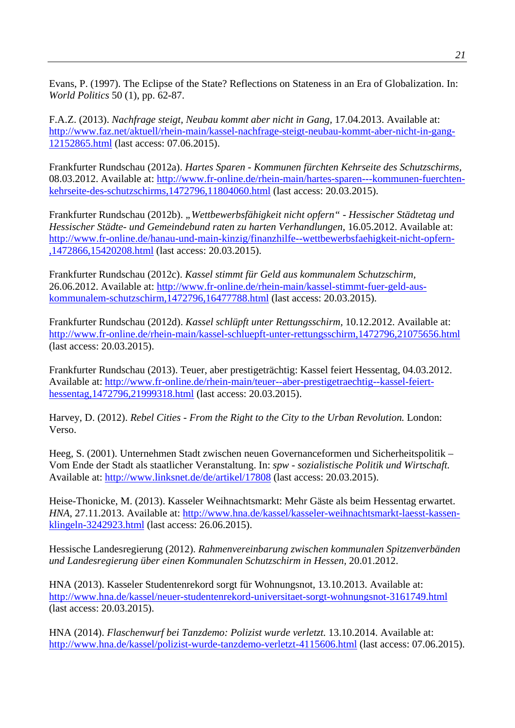Evans, P. (1997). The Eclipse of the State? Reflections on Stateness in an Era of Globalization. In: *World Politics* 50 (1), pp. 62-87.

F.A.Z. (2013). *Nachfrage steigt, Neubau kommt aber nicht in Gang*, 17.04.2013. Available at: http://www.faz.net/aktuell/rhein-main/kassel-nachfrage-steigt-neubau-kommt-aber-nicht-in-gang-12152865.html (last access: 07.06.2015).

Frankfurter Rundschau (2012a). *Hartes Sparen - Kommunen fürchten Kehrseite des Schutzschirms*, 08.03.2012. Available at: http://www.fr-online.de/rhein-main/hartes-sparen---kommunen-fuerchten-kehrseite-des-schutzschirms,1472796,11804060.html (last access: 20.03.2015).

Frankfurter Rundschau (2012b). *„Wettbewerbsfähigkeit nicht opfern" - Hessischer Städtetag und Hessischer Städte- und Gemeindebund raten zu harten Verhandlungen*, 16.05.2012. Available at: http://www.fr-online.de/hanau-und-main-kinzig/finanzhilfe--wettbewerbsfaehigkeit-nicht-opfern-,1472866,15420208.html (last access: 20.03.2015).

Frankfurter Rundschau (2012c). *Kassel stimmt für Geld aus kommunalem Schutzschirm*, 26.06.2012. Available at: http://www.fr-online.de/rhein-main/kassel-stimmt-fuer-geld-aus-kommunalem-schutzschirm,1472796,16477788.html (last access: 20.03.2015).

Frankfurter Rundschau (2012d). *Kassel schlüpft unter Rettungsschirm*, 10.12.2012. Available at: http://www.fr-online.de/rhein-main/kassel-schluepft-unter-rettungsschirm,1472796,21075656.html (last access: 20.03.2015).

Frankfurter Rundschau (2013). Teuer, aber prestigeträchtig: Kassel feiert Hessentag, 04.03.2012. Available at: http://www.fr-online.de/rhein-main/teuer--aber-prestigetraechtig--kassel-feiert-hessentag,1472796,21999318.html (last access: 20.03.2015).

Harvey, D. (2012). *Rebel Cities - From the Right to the City to the Urban Revolution.* London: Verso.

Heeg, S. (2001). Unternehmen Stadt zwischen neuen Governanceformen und Sicherheitspolitik – Vom Ende der Stadt als staatlicher Veranstaltung. In: *spw - sozialistische Politik und Wirtschaft.* Available at: http://www.linksnet.de/de/artikel/17808 (last access: 20.03.2015).

Heise-Thonicke, M. (2013). Kasseler Weihnachtsmarkt: Mehr Gäste als beim Hessentag erwartet. *HNA*, 27.11.2013. Available at: http://www.hna.de/kassel/kasseler-weihnachtsmarkt-laesst-kassen-klingeln-3242923.html (last access: 26.06.2015).

Hessische Landesregierung (2012). *Rahmenvereinbarung zwischen kommunalen Spitzenverbänden und Landesregierung über einen Kommunalen Schutzschirm in Hessen*, 20.01.2012.

HNA (2013). Kasseler Studentenrekord sorgt für Wohnungsnot, 13.10.2013. Available at: http://www.hna.de/kassel/neuer-studentenrekord-universitaet-sorgt-wohnungsnot-3161749.html (last access: 20.03.2015).

HNA (2014). *Flaschenwurf bei Tanzdemo: Polizist wurde verletzt.* 13.10.2014. Available at: http://www.hna.de/kassel/polizist-wurde-tanzdemo-verletzt-4115606.html (last access: 07.06.2015).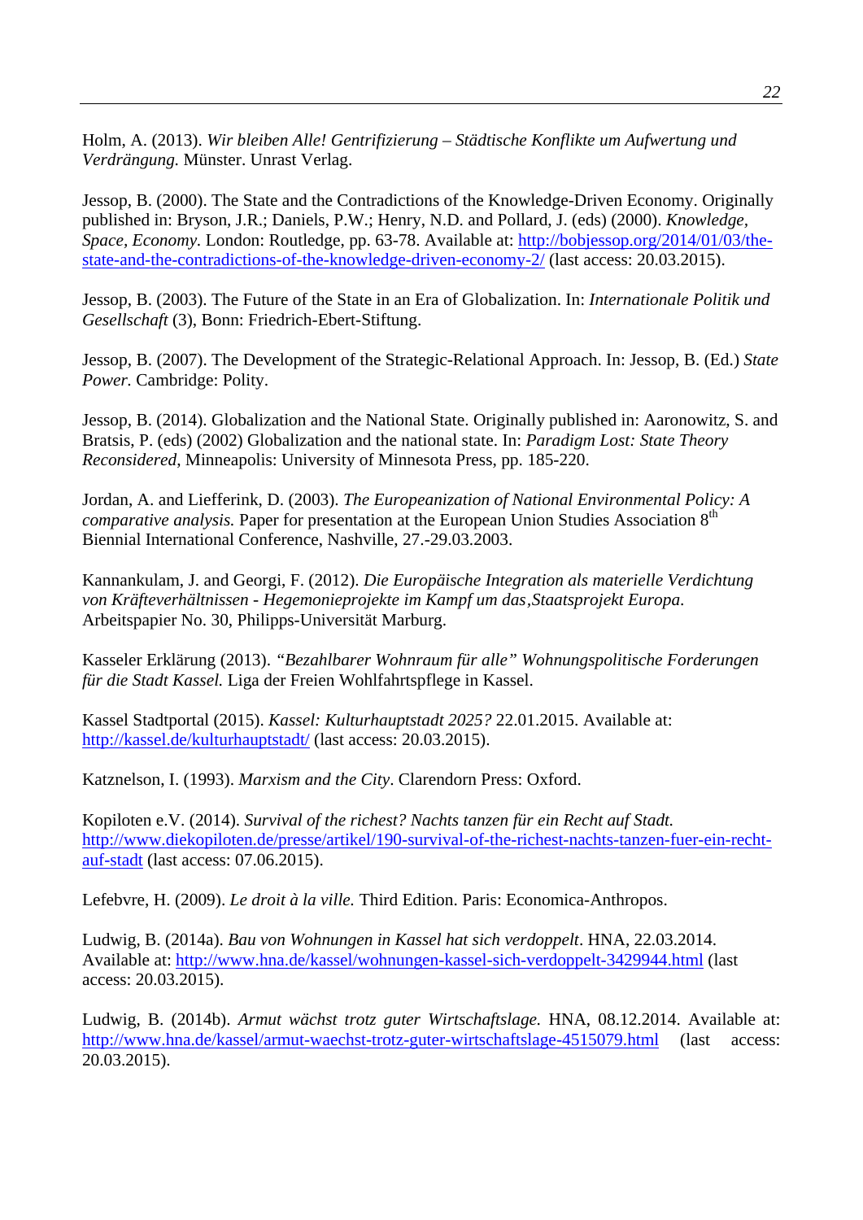Holm, A. (2013). *Wir bleiben Alle! Gentrifizierung – Städtische Konflikte um Aufwertung und Verdrängung.* Münster. Unrast Verlag.

Jessop, B. (2000). The State and the Contradictions of the Knowledge-Driven Economy. Originally published in: Bryson, J.R.; Daniels, P.W.; Henry, N.D. and Pollard, J. (eds) (2000). *Knowledge, Space, Economy.* London: Routledge, pp. 63-78. Available at: http://bobjessop.org/2014/01/03/the-state-and-the-contradictions-of-the-knowledge-driven-economy-2/ (last access: 20.03.2015).

Jessop, B. (2003). The Future of the State in an Era of Globalization. In: *Internationale Politik und Gesellschaft* (3), Bonn: Friedrich-Ebert-Stiftung.

Jessop, B. (2007). The Development of the Strategic-Relational Approach. In: Jessop, B. (Ed.) *State Power.* Cambridge: Polity.

Jessop, B. (2014). Globalization and the National State. Originally published in: Aaronowitz, S. and Bratsis, P. (eds) (2002) Globalization and the national state. In: *Paradigm Lost: State Theory Reconsidered*, Minneapolis: University of Minnesota Press, pp. 185-220.

Jordan, A. and Liefferink, D. (2003). *The Europeanization of National Environmental Policy: A comparative analysis.* Paper for presentation at the European Union Studies Association 8th Biennial International Conference, Nashville, 27.-29.03.2003.

Kannankulam, J. and Georgi, F. (2012). *Die Europäische Integration als materielle Verdichtung von Kräfteverhältnissen - Hegemonieprojekte im Kampf um das‚Staatsprojekt Europa*. Arbeitspapier No. 30, Philipps-Universität Marburg.

Kasseler Erklärung (2013). *"Bezahlbarer Wohnraum für alle" Wohnungspolitische Forderungen für die Stadt Kassel.* Liga der Freien Wohlfahrtspflege in Kassel.

Kassel Stadtportal (2015). *Kassel: Kulturhauptstadt 2025?* 22.01.2015. Available at: http://kassel.de/kulturhauptstadt/ (last access: 20.03.2015).

Katznelson, I. (1993). *Marxism and the City*. Clarendorn Press: Oxford.

Kopiloten e.V. (2014). *Survival of the richest? Nachts tanzen für ein Recht auf Stadt.* http://www.diekopiloten.de/presse/artikel/190-survival-of-the-richest-nachts-tanzen-fuer-ein-recht-auf-stadt (last access: 07.06.2015).

Lefebvre, H. (2009). *Le droit à la ville.* Third Edition. Paris: Economica-Anthropos.

Ludwig, B. (2014a). *Bau von Wohnungen in Kassel hat sich verdoppelt*. HNA, 22.03.2014. Available at: http://www.hna.de/kassel/wohnungen-kassel-sich-verdoppelt-3429944.html (last access: 20.03.2015).

Ludwig, B. (2014b). *Armut wächst trotz guter Wirtschaftslage.* HNA, 08.12.2014. Available at: http://www.hna.de/kassel/armut-waechst-trotz-guter-wirtschaftslage-4515079.html (last access: 20.03.2015).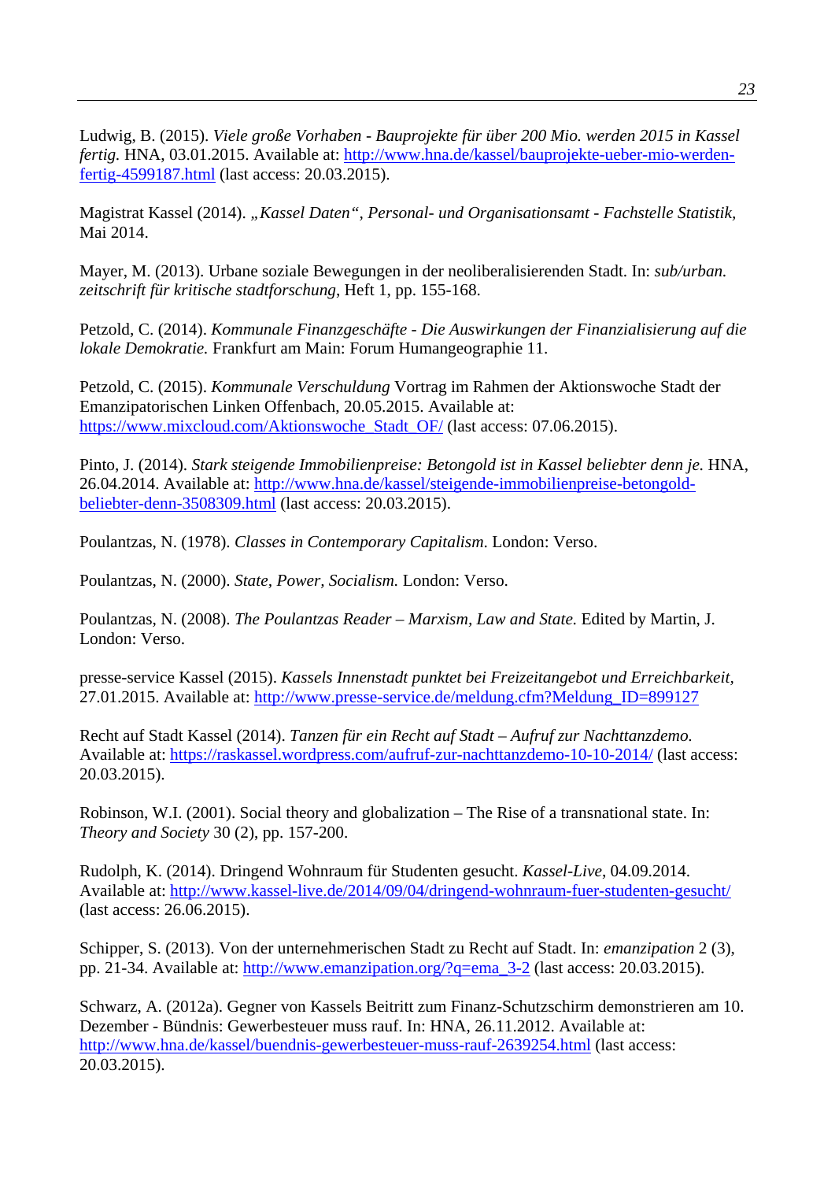Ludwig, B. (2015). *Viele große Vorhaben - Bauprojekte für über 200 Mio. werden 2015 in Kassel fertig.* HNA, 03.01.2015. Available at: http://www.hna.de/kassel/bauprojekte-ueber-mio-werden-fertig-4599187.html (last access: 20.03.2015).

Magistrat Kassel (2014). *„Kassel Daten", Personal- und Organisationsamt - Fachstelle Statistik,* Mai 2014.

Mayer, M. (2013). Urbane soziale Bewegungen in der neoliberalisierenden Stadt. In: *sub/urban. zeitschrift für kritische stadtforschung*, Heft 1, pp. 155-168.

Petzold, C. (2014). *Kommunale Finanzgeschäfte - Die Auswirkungen der Finanzialisierung auf die lokale Demokratie.* Frankfurt am Main: Forum Humangeographie 11.

Petzold, C. (2015). *Kommunale Verschuldung* Vortrag im Rahmen der Aktionswoche Stadt der Emanzipatorischen Linken Offenbach, 20.05.2015. Available at: https://www.mixcloud.com/Aktionswoche_Stadt_OF/ (last access: 07.06.2015).

Pinto, J. (2014). *Stark steigende Immobilienpreise: Betongold ist in Kassel beliebter denn je.* HNA, 26.04.2014. Available at: http://www.hna.de/kassel/steigende-immobilienpreise-betongold-beliebter-denn-3508309.html (last access: 20.03.2015).

Poulantzas, N. (1978). *Classes in Contemporary Capitalism*. London: Verso.

Poulantzas, N. (2000). *State, Power, Socialism.* London: Verso.

Poulantzas, N. (2008). *The Poulantzas Reader – Marxism, Law and State.* Edited by Martin, J. London: Verso.

presse-service Kassel (2015). *Kassels Innenstadt punktet bei Freizeitangebot und Erreichbarkeit*, 27.01.2015. Available at: http://www.presse-service.de/meldung.cfm?Meldung_ID=899127

Recht auf Stadt Kassel (2014). *Tanzen für ein Recht auf Stadt – Aufruf zur Nachttanzdemo.* Available at: https://raskassel.wordpress.com/aufruf-zur-nachttanzdemo-10-10-2014/ (last access: 20.03.2015).

Robinson, W.I. (2001). Social theory and globalization – The Rise of a transnational state. In: *Theory and Society* 30 (2), pp. 157-200.

Rudolph, K. (2014). Dringend Wohnraum für Studenten gesucht. *Kassel-Live*, 04.09.2014. Available at: http://www.kassel-live.de/2014/09/04/dringend-wohnraum-fuer-studenten-gesucht/ (last access: 26.06.2015).

Schipper, S. (2013). Von der unternehmerischen Stadt zu Recht auf Stadt. In: *emanzipation* 2 (3), pp. 21-34. Available at: http://www.emanzipation.org/?q=ema_3-2 (last access: 20.03.2015).

Schwarz, A. (2012a). Gegner von Kassels Beitritt zum Finanz-Schutzschirm demonstrieren am 10. Dezember - Bündnis: Gewerbesteuer muss rauf. In: HNA, 26.11.2012. Available at: http://www.hna.de/kassel/buendnis-gewerbesteuer-muss-rauf-2639254.html (last access: 20.03.2015).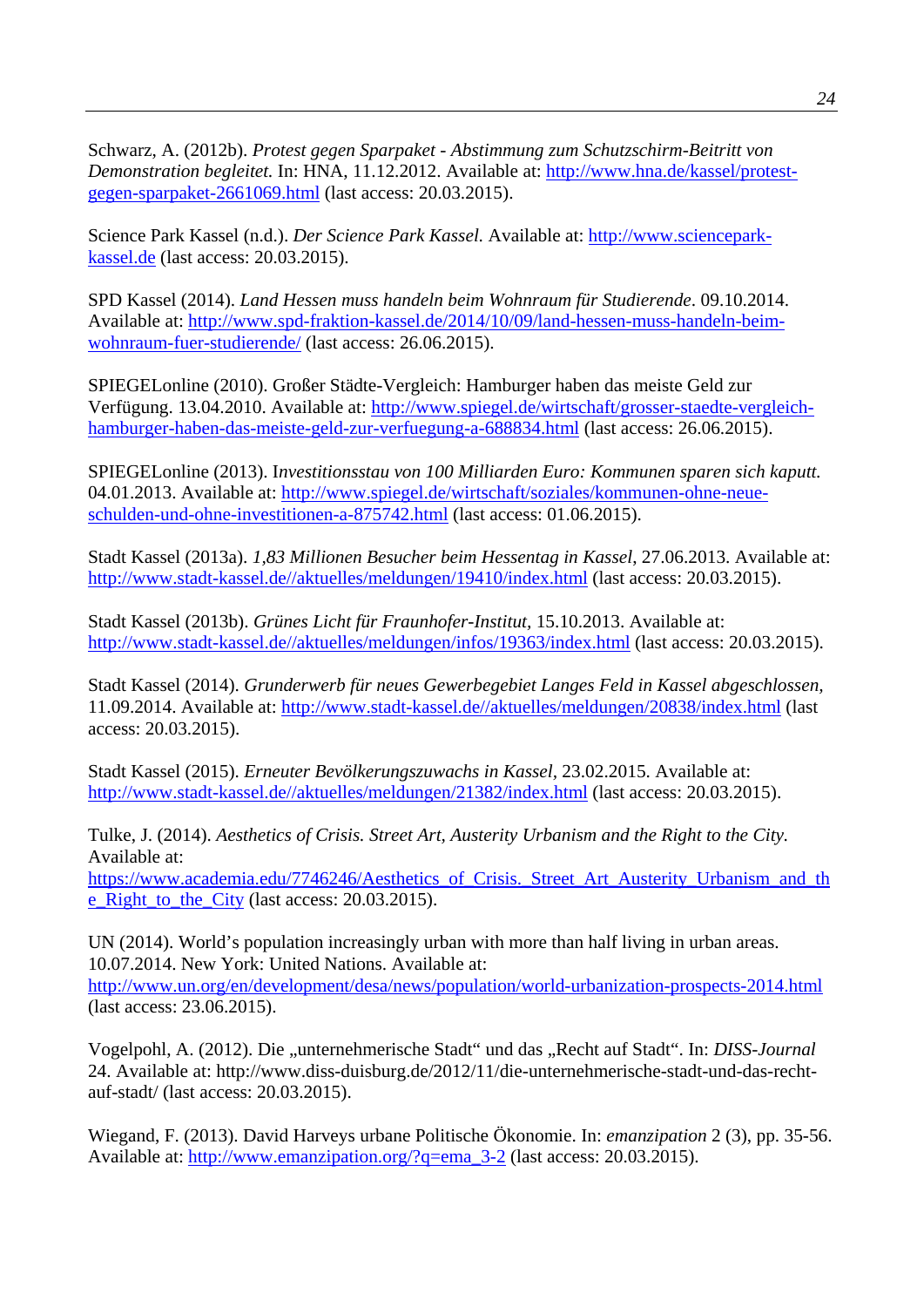Schwarz, A. (2012b). *Protest gegen Sparpaket - Abstimmung zum Schutzschirm-Beitritt von Demonstration begleitet.* In: HNA, 11.12.2012. Available at: http://www.hna.de/kassel/protest-gegen-sparpaket-2661069.html (last access: 20.03.2015).

Science Park Kassel (n.d.). *Der Science Park Kassel.* Available at: http://www.sciencepark-kassel.de (last access: 20.03.2015).

SPD Kassel (2014). *Land Hessen muss handeln beim Wohnraum für Studierende*. 09.10.2014. Available at: http://www.spd-fraktion-kassel.de/2014/10/09/land-hessen-muss-handeln-beim-wohnraum-fuer-studierende/ (last access: 26.06.2015).

SPIEGELonline (2010). Großer Städte-Vergleich: Hamburger haben das meiste Geld zur Verfügung. 13.04.2010. Available at: http://www.spiegel.de/wirtschaft/grosser-staedte-vergleich-hamburger-haben-das-meiste-geld-zur-verfuegung-a-688834.html (last access: 26.06.2015).

SPIEGELonline (2013). I*nvestitionsstau von 100 Milliarden Euro: Kommunen sparen sich kaputt.* 04.01.2013. Available at: http://www.spiegel.de/wirtschaft/soziales/kommunen-ohne-neue-schulden-und-ohne-investitionen-a-875742.html (last access: 01.06.2015).

Stadt Kassel (2013a). *1,83 Millionen Besucher beim Hessentag in Kassel*, 27.06.2013. Available at: http://www.stadt-kassel.de//aktuelles/meldungen/19410/index.html (last access: 20.03.2015).

Stadt Kassel (2013b). *Grünes Licht für Fraunhofer-Institut,* 15.10.2013. Available at: http://www.stadt-kassel.de//aktuelles/meldungen/infos/19363/index.html (last access: 20.03.2015).

Stadt Kassel (2014). *Grunderwerb für neues Gewerbegebiet Langes Feld in Kassel abgeschlossen*, 11.09.2014. Available at: http://www.stadt-kassel.de//aktuelles/meldungen/20838/index.html (last access: 20.03.2015).

Stadt Kassel (2015). *Erneuter Bevölkerungszuwachs in Kassel*, 23.02.2015. Available at: http://www.stadt-kassel.de//aktuelles/meldungen/21382/index.html (last access: 20.03.2015).

Tulke, J. (2014). *Aesthetics of Crisis. Street Art, Austerity Urbanism and the Right to the City.* Available at: https://www.academia.edu/7746246/Aesthetics_of_Crisis._Street_Art_Austerity_Urbanism_and_the_Right_to_the_City (last access: 20.03.2015).

UN (2014). World's population increasingly urban with more than half living in urban areas. 10.07.2014. New York: United Nations. Available at: http://www.un.org/en/development/desa/news/population/world-urbanization-prospects-2014.html (last access: 23.06.2015).

Vogelpohl, A. (2012). Die „unternehmerische Stadt" und das „Recht auf Stadt". In: *DISS-Journal* 24. Available at: http://www.diss-duisburg.de/2012/11/die-unternehmerische-stadt-und-das-recht-auf-stadt/ (last access: 20.03.2015).

Wiegand, F. (2013). David Harveys urbane Politische Ökonomie. In: *emanzipation* 2 (3), pp. 35-56. Available at: http://www.emanzipation.org/?q=ema_3-2 (last access: 20.03.2015).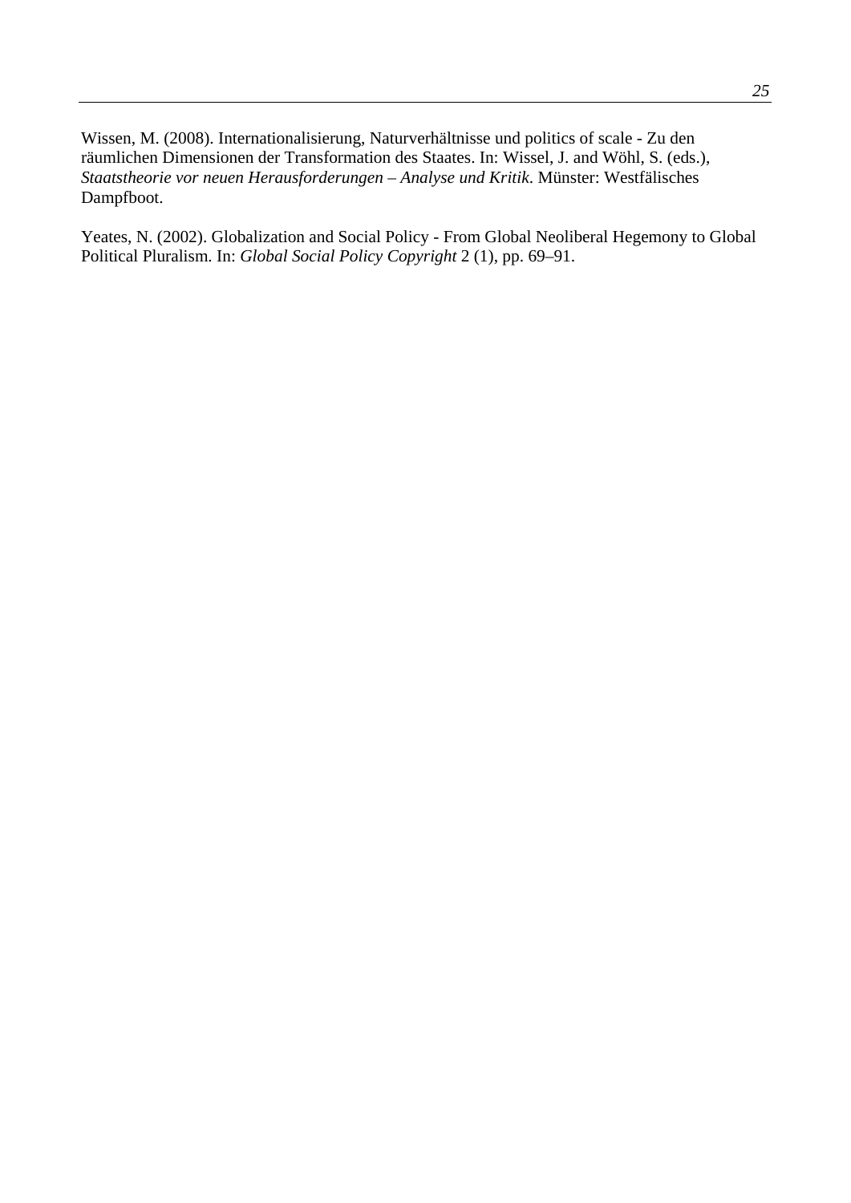Wissen, M. (2008). Internationalisierung, Naturverhältnisse und politics of scale - Zu den räumlichen Dimensionen der Transformation des Staates. In: Wissel, J. and Wöhl, S. (eds.), *Staatstheorie vor neuen Herausforderungen – Analyse und Kritik*. Münster: Westfälisches Dampfboot.

Yeates, N. (2002). Globalization and Social Policy - From Global Neoliberal Hegemony to Global Political Pluralism. In: *Global Social Policy Copyright* 2 (1), pp. 69–91.